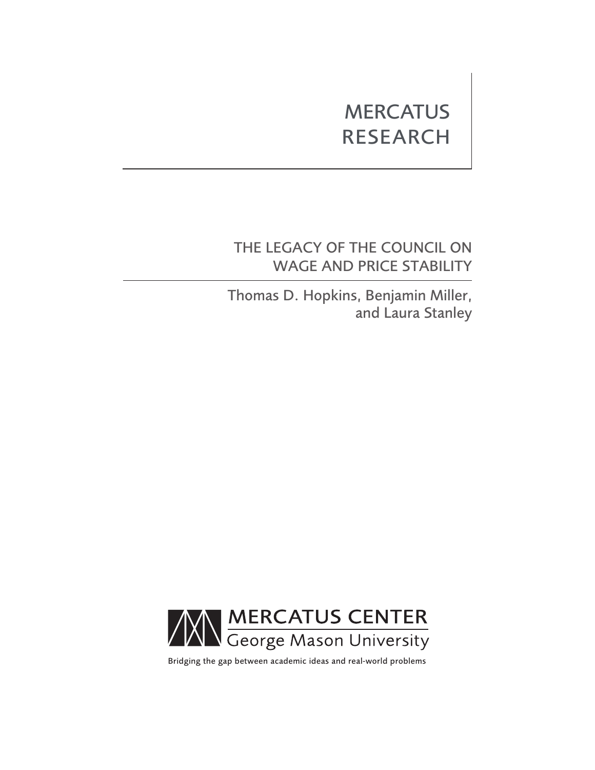MERCATUS RESEARCH

# THE LEGACY OF THE COUNCIL ON WAGE AND PRICE STABILITY

Thomas D. Hopkins, Benjamin Miller, and Laura Stanley

MERCATUS CENTER
George Mason University

Bridging the gap between academic ideas and real-world problems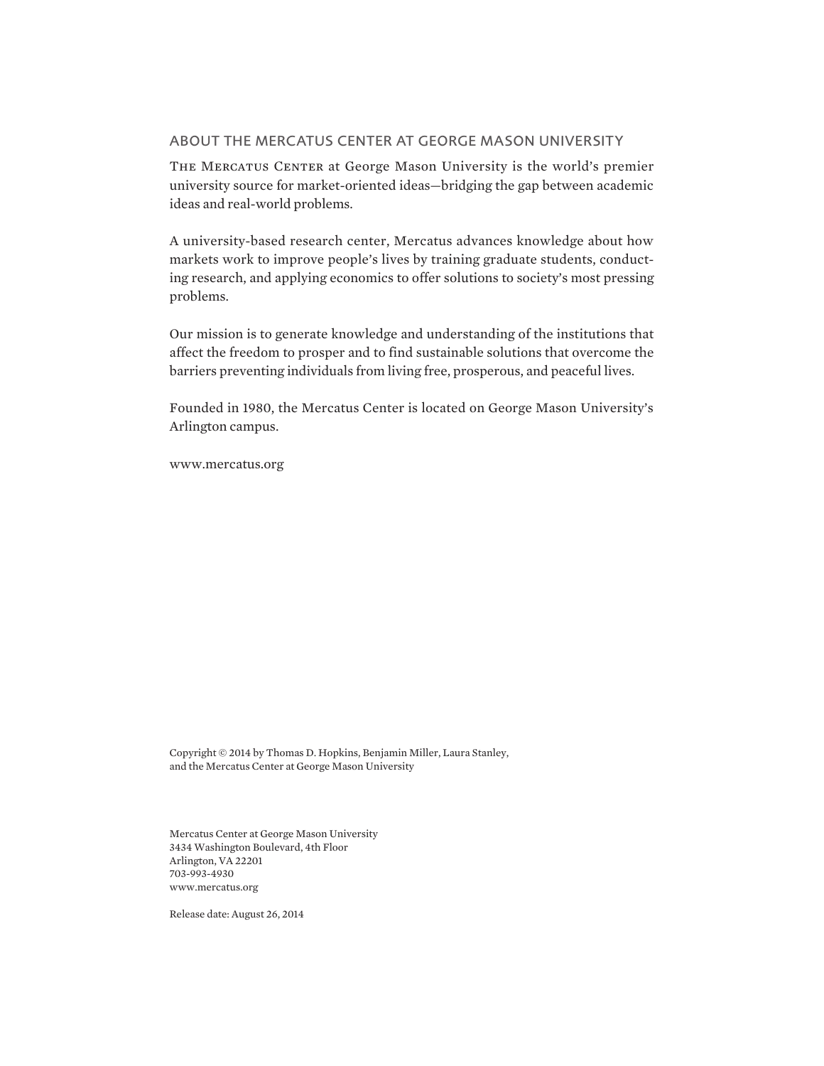## ABOUT THE MERCATUS CENTER AT GEORGE MASON UNIVERSITY

The Mercatus Center at George Mason University is the world's premier university source for market-oriented ideas—bridging the gap between academic ideas and real-world problems.

A university-based research center, Mercatus advances knowledge about how markets work to improve people's lives by training graduate students, conducting research, and applying economics to offer solutions to society's most pressing problems.

Our mission is to generate knowledge and understanding of the institutions that affect the freedom to prosper and to find sustainable solutions that overcome the barriers preventing individuals from living free, prosperous, and peaceful lives.

Founded in 1980, the Mercatus Center is located on George Mason University's Arlington campus.

www.mercatus.org

Copyright © 2014 by Thomas D. Hopkins, Benjamin Miller, Laura Stanley, and the Mercatus Center at George Mason University

Mercatus Center at George Mason University
3434 Washington Boulevard, 4th Floor
Arlington, VA 22201
703-993-4930
www.mercatus.org

Release date: August 26, 2014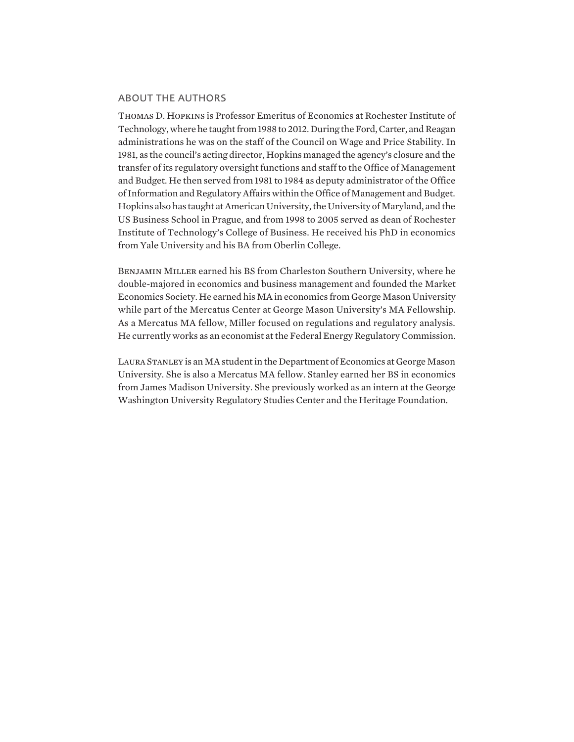## ABOUT THE AUTHORS

Thomas D. Hopkins is Professor Emeritus of Economics at Rochester Institute of Technology, where he taught from 1988 to 2012. During the Ford, Carter, and Reagan administrations he was on the staff of the Council on Wage and Price Stability. In 1981, as the council's acting director, Hopkins managed the agency's closure and the transfer of its regulatory oversight functions and staff to the Office of Management and Budget. He then served from 1981 to 1984 as deputy administrator of the Office of Information and Regulatory Affairs within the Office of Management and Budget. Hopkins also has taught at American University, the University of Maryland, and the US Business School in Prague, and from 1998 to 2005 served as dean of Rochester Institute of Technology's College of Business. He received his PhD in economics from Yale University and his BA from Oberlin College.

Benjamin Miller earned his BS from Charleston Southern University, where he double-majored in economics and business management and founded the Market Economics Society. He earned his MA in economics from George Mason University while part of the Mercatus Center at George Mason University's MA Fellowship. As a Mercatus MA fellow, Miller focused on regulations and regulatory analysis. He currently works as an economist at the Federal Energy Regulatory Commission.

Laura Stanley is an MA student in the Department of Economics at George Mason University. She is also a Mercatus MA fellow. Stanley earned her BS in economics from James Madison University. She previously worked as an intern at the George Washington University Regulatory Studies Center and the Heritage Foundation.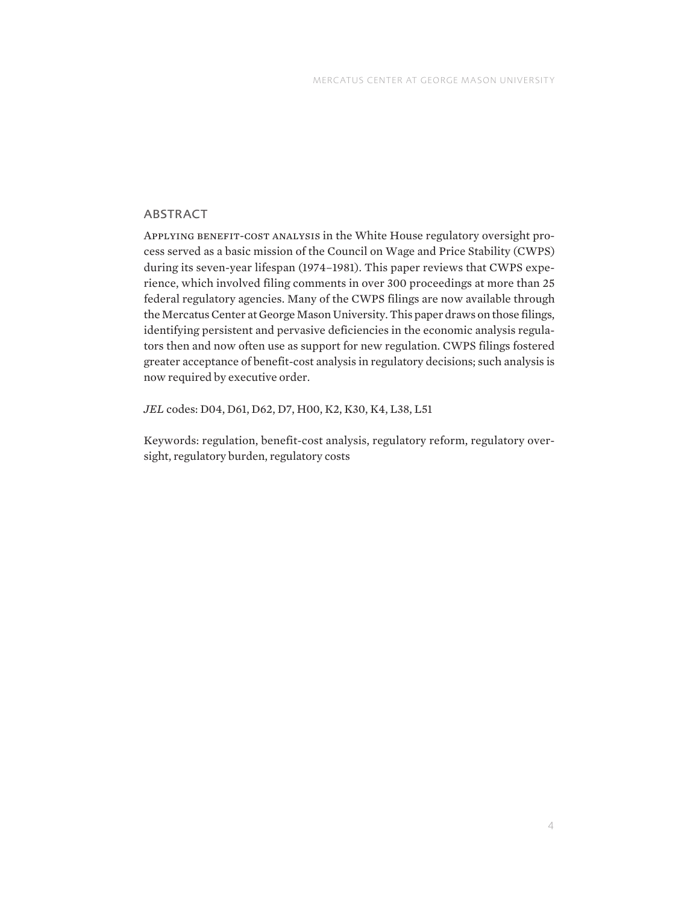## ABSTRACT

Applying benefit-cost analysis in the White House regulatory oversight process served as a basic mission of the Council on Wage and Price Stability (CWPS) during its seven-year lifespan (1974–1981). This paper reviews that CWPS experience, which involved filing comments in over 300 proceedings at more than 25 federal regulatory agencies. Many of the CWPS filings are now available through the Mercatus Center at George Mason University. This paper draws on those filings, identifying persistent and pervasive deficiencies in the economic analysis regulators then and now often use as support for new regulation. CWPS filings fostered greater acceptance of benefit-cost analysis in regulatory decisions; such analysis is now required by executive order.

*JEL* codes: D04, D61, D62, D7, H00, K2, K30, K4, L38, L51

Keywords: regulation, benefit-cost analysis, regulatory reform, regulatory oversight, regulatory burden, regulatory costs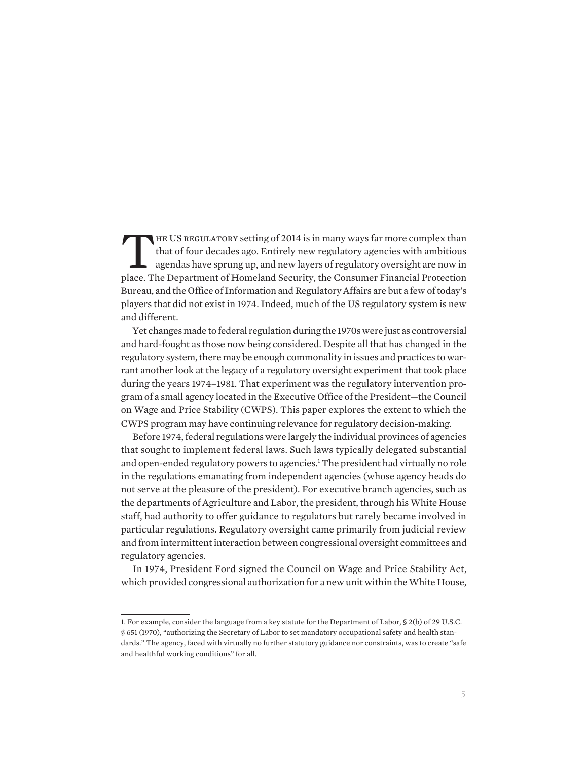THE US REGULATORY setting of 2014 is in many ways far more complex than that of four decades ago. Entirely new regulatory agencies with ambitious agendas have sprung up, and new layers of regulatory oversight are now in place. The Department of Homeland Security, the Consumer Financial Protection Bureau, and the Office of Information and Regulatory Affairs are but a few of today's players that did not exist in 1974. Indeed, much of the US regulatory system is new and different.

Yet changes made to federal regulation during the 1970s were just as controversial and hard-fought as those now being considered. Despite all that has changed in the regulatory system, there may be enough commonality in issues and practices to warrant another look at the legacy of a regulatory oversight experiment that took place during the years 1974–1981. That experiment was the regulatory intervention program of a small agency located in the Executive Office of the President—the Council on Wage and Price Stability (CWPS). This paper explores the extent to which the CWPS program may have continuing relevance for regulatory decision-making.

Before 1974, federal regulations were largely the individual provinces of agencies that sought to implement federal laws. Such laws typically delegated substantial and open-ended regulatory powers to agencies.[1] The president had virtually no role in the regulations emanating from independent agencies (whose agency heads do not serve at the pleasure of the president). For executive branch agencies, such as the departments of Agriculture and Labor, the president, through his White House staff, had authority to offer guidance to regulators but rarely became involved in particular regulations. Regulatory oversight came primarily from judicial review and from intermittent interaction between congressional oversight committees and regulatory agencies.

In 1974, President Ford signed the Council on Wage and Price Stability Act, which provided congressional authorization for a new unit within the White House,

1. For example, consider the language from a key statute for the Department of Labor, § 2(b) of 29 U.S.C. § 651 (1970), "authorizing the Secretary of Labor to set mandatory occupational safety and health standards." The agency, faced with virtually no further statutory guidance nor constraints, was to create "safe and healthful working conditions" for all.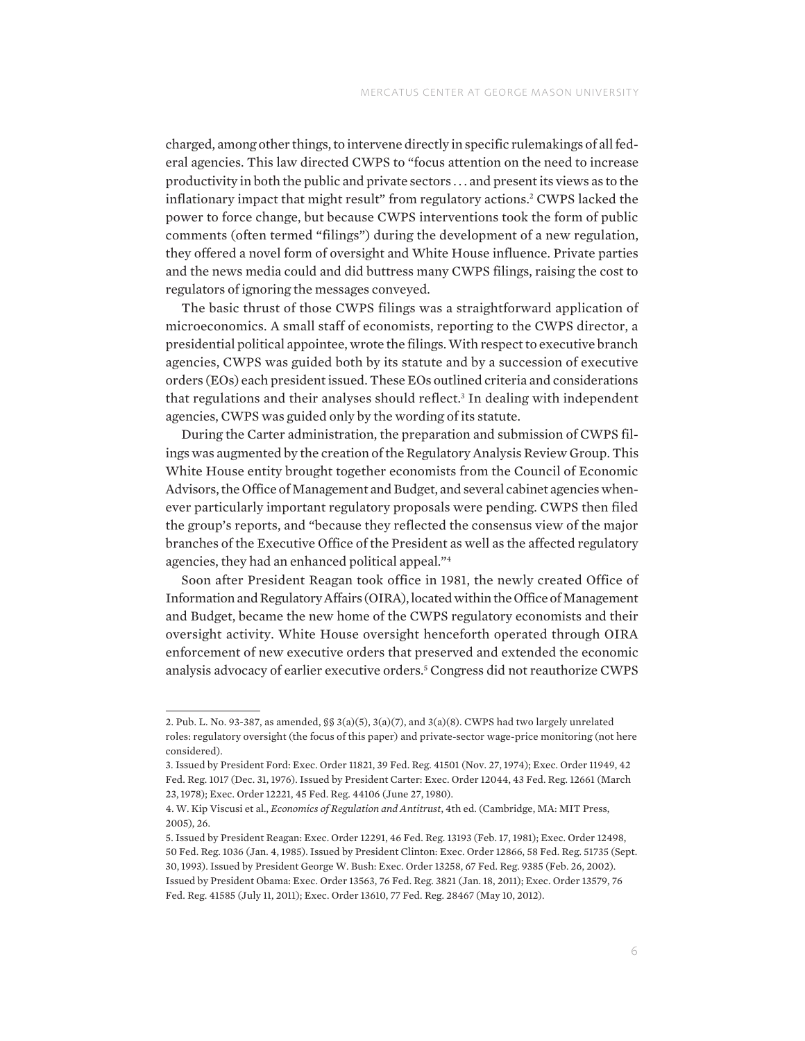charged, among other things, to intervene directly in specific rulemakings of all federal agencies. This law directed CWPS to "focus attention on the need to increase productivity in both the public and private sectors . . . and present its views as to the inflationary impact that might result" from regulatory actions.[2] CWPS lacked the power to force change, but because CWPS interventions took the form of public comments (often termed "filings") during the development of a new regulation, they offered a novel form of oversight and White House influence. Private parties and the news media could and did buttress many CWPS filings, raising the cost to regulators of ignoring the messages conveyed.

The basic thrust of those CWPS filings was a straightforward application of microeconomics. A small staff of economists, reporting to the CWPS director, a presidential political appointee, wrote the filings. With respect to executive branch agencies, CWPS was guided both by its statute and by a succession of executive orders (EOs) each president issued. These EOs outlined criteria and considerations that regulations and their analyses should reflect.[3] In dealing with independent agencies, CWPS was guided only by the wording of its statute.

During the Carter administration, the preparation and submission of CWPS filings was augmented by the creation of the Regulatory Analysis Review Group. This White House entity brought together economists from the Council of Economic Advisors, the Office of Management and Budget, and several cabinet agencies whenever particularly important regulatory proposals were pending. CWPS then filed the group's reports, and "because they reflected the consensus view of the major branches of the Executive Office of the President as well as the affected regulatory agencies, they had an enhanced political appeal."[4]

Soon after President Reagan took office in 1981, the newly created Office of Information and Regulatory Affairs (OIRA), located within the Office of Management and Budget, became the new home of the CWPS regulatory economists and their oversight activity. White House oversight henceforth operated through OIRA enforcement of new executive orders that preserved and extended the economic analysis advocacy of earlier executive orders.[5] Congress did not reauthorize CWPS

---

2. Pub. L. No. 93-387, as amended, §§ 3(a)(5), 3(a)(7), and 3(a)(8). CWPS had two largely unrelated roles: regulatory oversight (the focus of this paper) and private-sector wage-price monitoring (not here considered).

3. Issued by President Ford: Exec. Order 11821, 39 Fed. Reg. 41501 (Nov. 27, 1974); Exec. Order 11949, 42 Fed. Reg. 1017 (Dec. 31, 1976). Issued by President Carter: Exec. Order 12044, 43 Fed. Reg. 12661 (March 23, 1978); Exec. Order 12221, 45 Fed. Reg. 44106 (June 27, 1980).

4. W. Kip Viscusi et al., *Economics of Regulation and Antitrust*, 4th ed. (Cambridge, MA: MIT Press, 2005), 26.

5. Issued by President Reagan: Exec. Order 12291, 46 Fed. Reg. 13193 (Feb. 17, 1981); Exec. Order 12498, 50 Fed. Reg. 1036 (Jan. 4, 1985). Issued by President Clinton: Exec. Order 12866, 58 Fed. Reg. 51735 (Sept. 30, 1993). Issued by President George W. Bush: Exec. Order 13258, 67 Fed. Reg. 9385 (Feb. 26, 2002). Issued by President Obama: Exec. Order 13563, 76 Fed. Reg. 3821 (Jan. 18, 2011); Exec. Order 13579, 76 Fed. Reg. 41585 (July 11, 2011); Exec. Order 13610, 77 Fed. Reg. 28467 (May 10, 2012).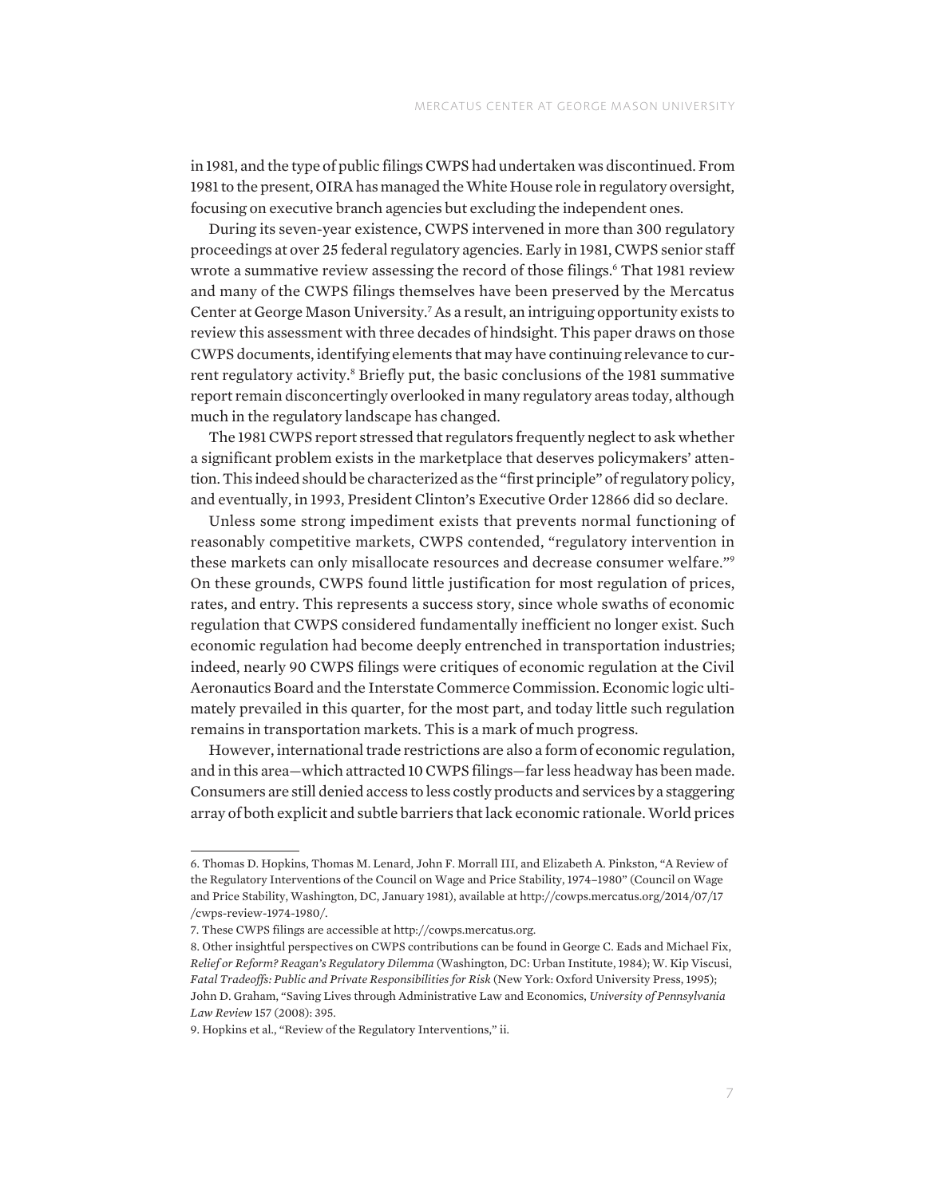in 1981, and the type of public filings CWPS had undertaken was discontinued. From 1981 to the present, OIRA has managed the White House role in regulatory oversight, focusing on executive branch agencies but excluding the independent ones.

During its seven-year existence, CWPS intervened in more than 300 regulatory proceedings at over 25 federal regulatory agencies. Early in 1981, CWPS senior staff wrote a summative review assessing the record of those filings.[6] That 1981 review and many of the CWPS filings themselves have been preserved by the Mercatus Center at George Mason University.[7] As a result, an intriguing opportunity exists to review this assessment with three decades of hindsight. This paper draws on those CWPS documents, identifying elements that may have continuing relevance to current regulatory activity.[8] Briefly put, the basic conclusions of the 1981 summative report remain disconcertingly overlooked in many regulatory areas today, although much in the regulatory landscape has changed.

The 1981 CWPS report stressed that regulators frequently neglect to ask whether a significant problem exists in the marketplace that deserves policymakers' attention. This indeed should be characterized as the "first principle" of regulatory policy, and eventually, in 1993, President Clinton's Executive Order 12866 did so declare.

Unless some strong impediment exists that prevents normal functioning of reasonably competitive markets, CWPS contended, "regulatory intervention in these markets can only misallocate resources and decrease consumer welfare."[9] On these grounds, CWPS found little justification for most regulation of prices, rates, and entry. This represents a success story, since whole swaths of economic regulation that CWPS considered fundamentally inefficient no longer exist. Such economic regulation had become deeply entrenched in transportation industries; indeed, nearly 90 CWPS filings were critiques of economic regulation at the Civil Aeronautics Board and the Interstate Commerce Commission. Economic logic ultimately prevailed in this quarter, for the most part, and today little such regulation remains in transportation markets. This is a mark of much progress.

However, international trade restrictions are also a form of economic regulation, and in this area—which attracted 10 CWPS filings—far less headway has been made. Consumers are still denied access to less costly products and services by a staggering array of both explicit and subtle barriers that lack economic rationale. World prices

---

6. Thomas D. Hopkins, Thomas M. Lenard, John F. Morrall III, and Elizabeth A. Pinkston, "A Review of the Regulatory Interventions of the Council on Wage and Price Stability, 1974–1980" (Council on Wage and Price Stability, Washington, DC, January 1981), available at http://cowps.mercatus.org/2014/07/17/cwps-review-1974-1980/.

7. These CWPS filings are accessible at http://cowps.mercatus.org.

8. Other insightful perspectives on CWPS contributions can be found in George C. Eads and Michael Fix, *Relief or Reform? Reagan's Regulatory Dilemma* (Washington, DC: Urban Institute, 1984); W. Kip Viscusi, *Fatal Tradeoffs: Public and Private Responsibilities for Risk* (New York: Oxford University Press, 1995); John D. Graham, "Saving Lives through Administrative Law and Economics, *University of Pennsylvania Law Review* 157 (2008): 395.

9. Hopkins et al., "Review of the Regulatory Interventions," ii.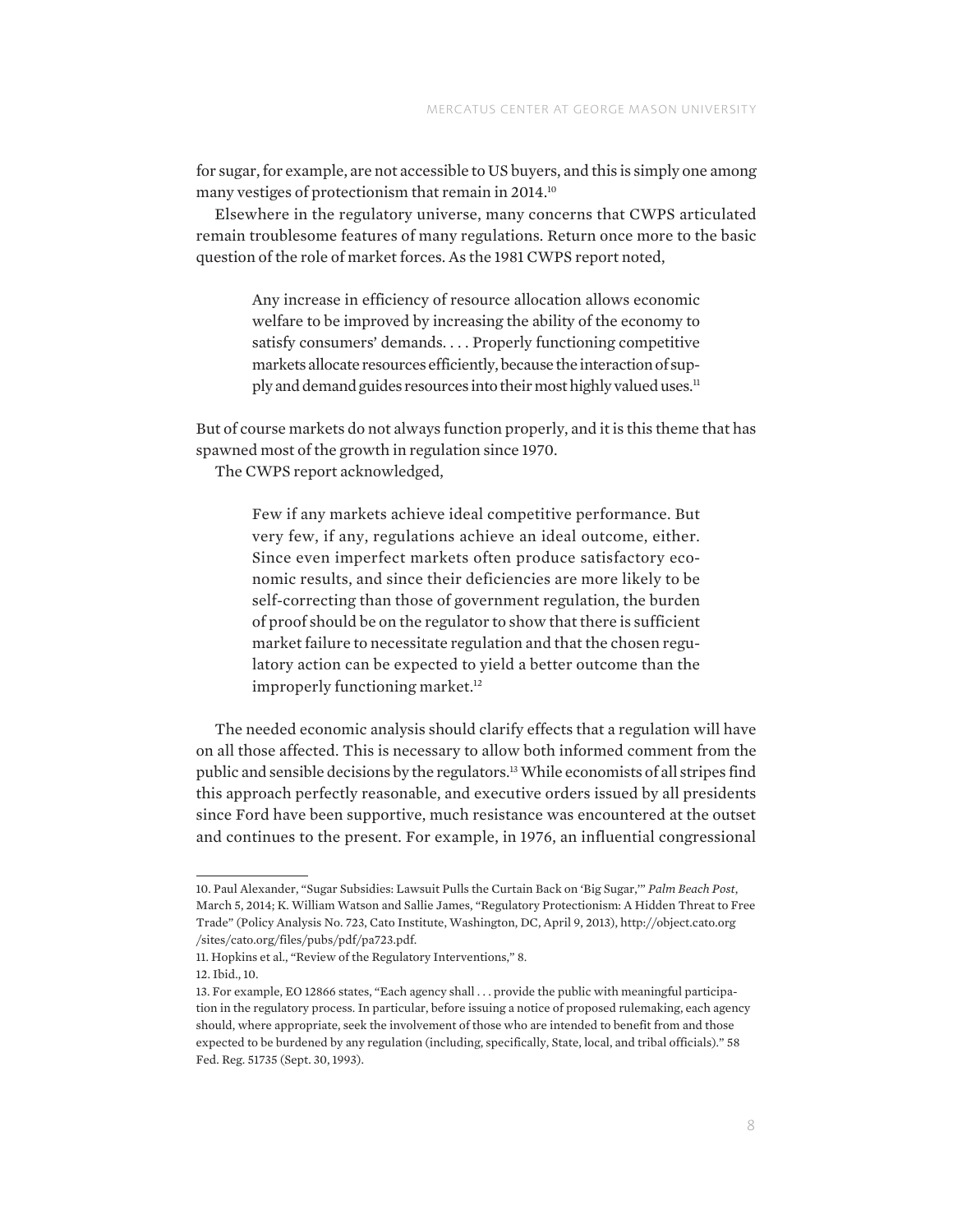for sugar, for example, are not accessible to US buyers, and this is simply one among many vestiges of protectionism that remain in 2014.[10]

Elsewhere in the regulatory universe, many concerns that CWPS articulated remain troublesome features of many regulations. Return once more to the basic question of the role of market forces. As the 1981 CWPS report noted,

> Any increase in efficiency of resource allocation allows economic welfare to be improved by increasing the ability of the economy to satisfy consumers' demands. . . . Properly functioning competitive markets allocate resources efficiently, because the interaction of supply and demand guides resources into their most highly valued uses.[11]

But of course markets do not always function properly, and it is this theme that has spawned most of the growth in regulation since 1970.

The CWPS report acknowledged,

> Few if any markets achieve ideal competitive performance. But very few, if any, regulations achieve an ideal outcome, either. Since even imperfect markets often produce satisfactory economic results, and since their deficiencies are more likely to be self-correcting than those of government regulation, the burden of proof should be on the regulator to show that there is sufficient market failure to necessitate regulation and that the chosen regulatory action can be expected to yield a better outcome than the improperly functioning market.[12]

The needed economic analysis should clarify effects that a regulation will have on all those affected. This is necessary to allow both informed comment from the public and sensible decisions by the regulators.[13] While economists of all stripes find this approach perfectly reasonable, and executive orders issued by all presidents since Ford have been supportive, much resistance was encountered at the outset and continues to the present. For example, in 1976, an influential congressional

---

10. Paul Alexander, "Sugar Subsidies: Lawsuit Pulls the Curtain Back on 'Big Sugar,'" *Palm Beach Post*, March 5, 2014; K. William Watson and Sallie James, "Regulatory Protectionism: A Hidden Threat to Free Trade" (Policy Analysis No. 723, Cato Institute, Washington, DC, April 9, 2013), http://object.cato.org/sites/cato.org/files/pubs/pdf/pa723.pdf.

11. Hopkins et al., "Review of the Regulatory Interventions," 8.

12. Ibid., 10.

13. For example, EO 12866 states, "Each agency shall . . . provide the public with meaningful participation in the regulatory process. In particular, before issuing a notice of proposed rulemaking, each agency should, where appropriate, seek the involvement of those who are intended to benefit from and those expected to be burdened by any regulation (including, specifically, State, local, and tribal officials)." 58 Fed. Reg. 51735 (Sept. 30, 1993).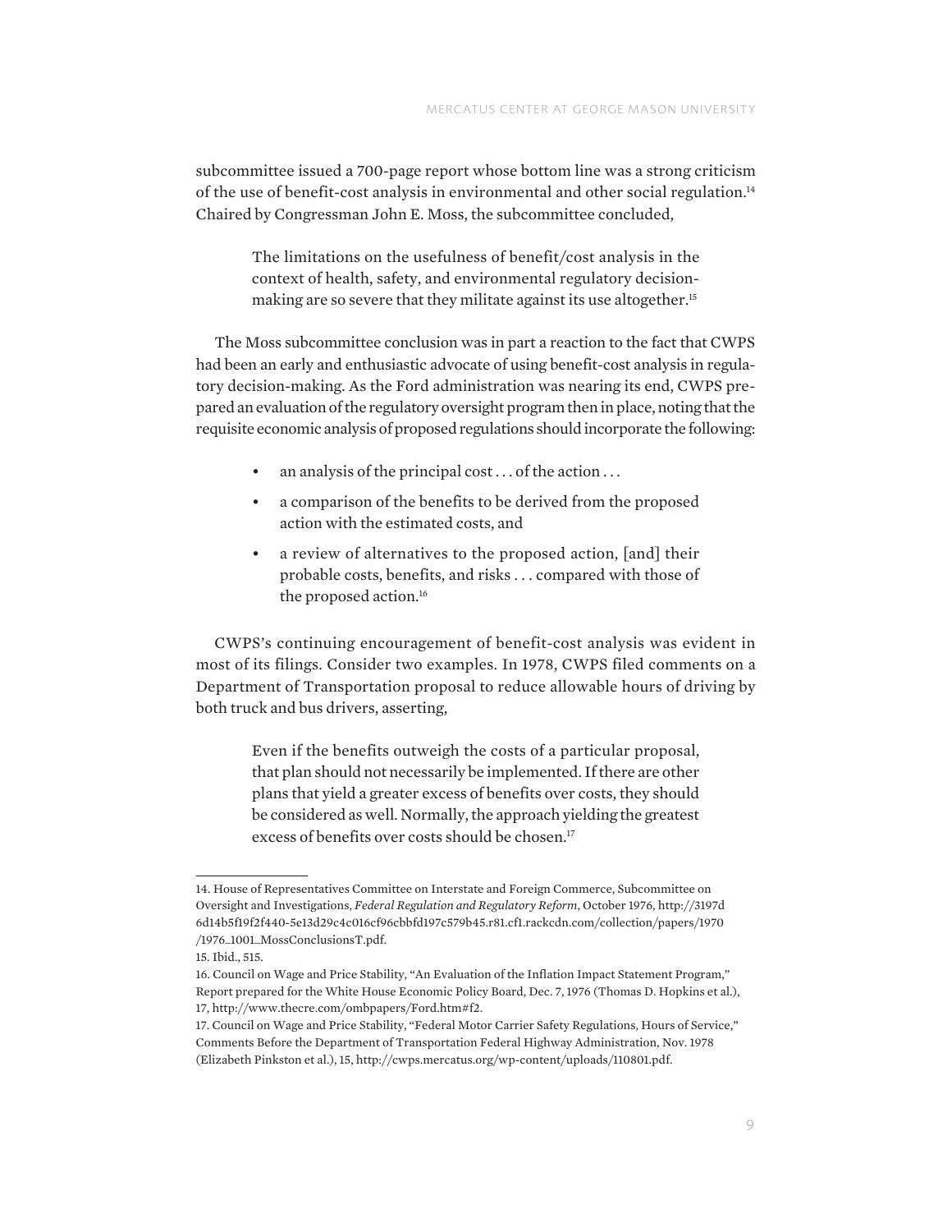subcommittee issued a 700-page report whose bottom line was a strong criticism of the use of benefit-cost analysis in environmental and other social regulation.[14] Chaired by Congressman John E. Moss, the subcommittee concluded,

> The limitations on the usefulness of benefit/cost analysis in the context of health, safety, and environmental regulatory decision-making are so severe that they militate against its use altogether.[15]

The Moss subcommittee conclusion was in part a reaction to the fact that CWPS had been an early and enthusiastic advocate of using benefit-cost analysis in regulatory decision-making. As the Ford administration was nearing its end, CWPS prepared an evaluation of the regulatory oversight program then in place, noting that the requisite economic analysis of proposed regulations should incorporate the following:

> - an analysis of the principal cost . . . of the action . . .
> - a comparison of the benefits to be derived from the proposed action with the estimated costs, and
> - a review of alternatives to the proposed action, [and] their probable costs, benefits, and risks . . . compared with those of the proposed action.[16]

CWPS's continuing encouragement of benefit-cost analysis was evident in most of its filings. Consider two examples. In 1978, CWPS filed comments on a Department of Transportation proposal to reduce allowable hours of driving by both truck and bus drivers, asserting,

> Even if the benefits outweigh the costs of a particular proposal, that plan should not necessarily be implemented. If there are other plans that yield a greater excess of benefits over costs, they should be considered as well. Normally, the approach yielding the greatest excess of benefits over costs should be chosen.[17]

---

14. House of Representatives Committee on Interstate and Foreign Commerce, Subcommittee on Oversight and Investigations, *Federal Regulation and Regulatory Reform*, October 1976, http://3197d6d14b5f19f2f440-5e13d29c4c016cf96cbbfd197c579b45.r81.cf1.rackcdn.com/collection/papers/1970/1976_1001_MossConclusionsT.pdf.

15. Ibid., 515.

16. Council on Wage and Price Stability, "An Evaluation of the Inflation Impact Statement Program," Report prepared for the White House Economic Policy Board, Dec. 7, 1976 (Thomas D. Hopkins et al.), 17, http://www.thecre.com/ombpapers/Ford.htm#f2.

17. Council on Wage and Price Stability, "Federal Motor Carrier Safety Regulations, Hours of Service," Comments Before the Department of Transportation Federal Highway Administration, Nov. 1978 (Elizabeth Pinkston et al.), 15, http://cwps.mercatus.org/wp-content/uploads/110801.pdf.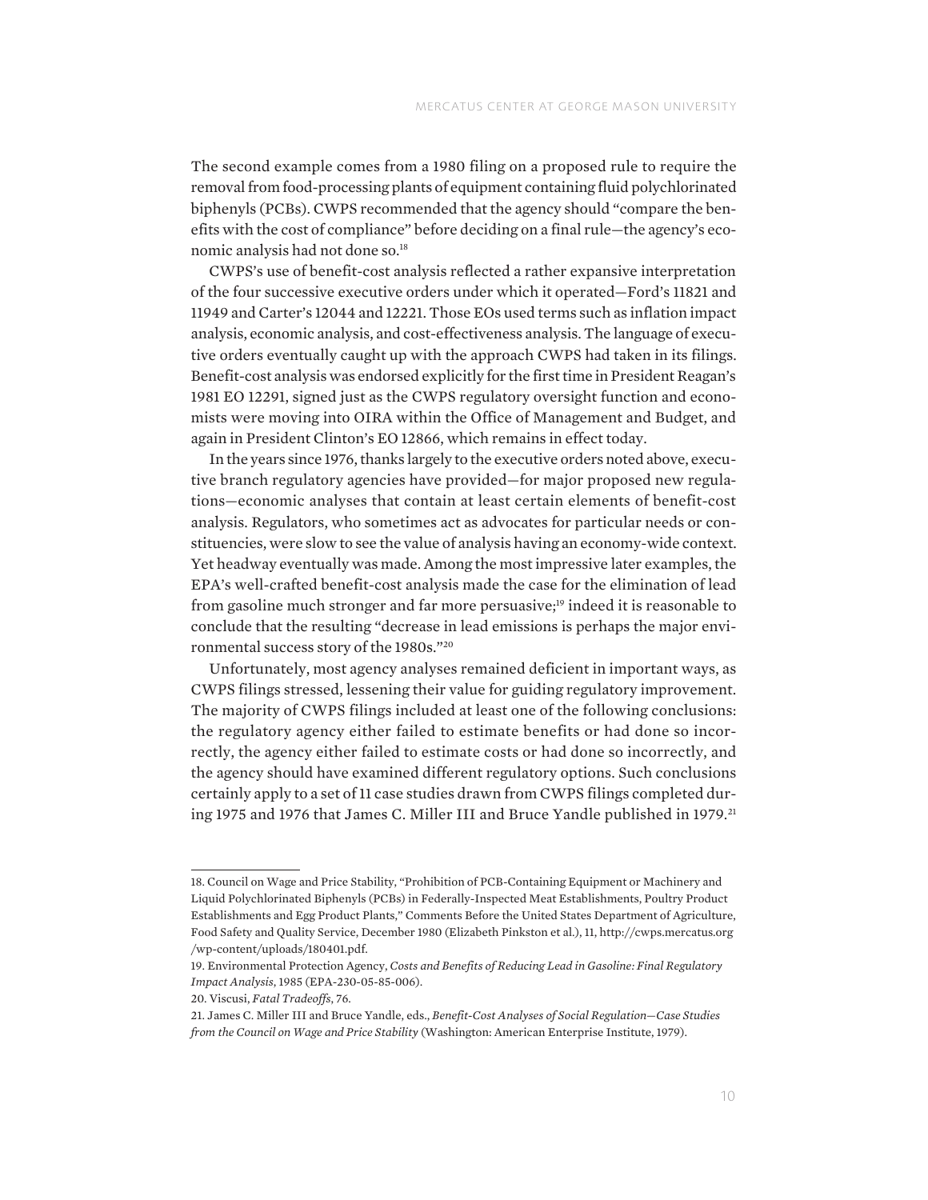The second example comes from a 1980 filing on a proposed rule to require the removal from food-processing plants of equipment containing fluid polychlorinated biphenyls (PCBs). CWPS recommended that the agency should "compare the benefits with the cost of compliance" before deciding on a final rule—the agency's economic analysis had not done so.[18]

CWPS's use of benefit-cost analysis reflected a rather expansive interpretation of the four successive executive orders under which it operated—Ford's 11821 and 11949 and Carter's 12044 and 12221. Those EOs used terms such as inflation impact analysis, economic analysis, and cost-effectiveness analysis. The language of executive orders eventually caught up with the approach CWPS had taken in its filings. Benefit-cost analysis was endorsed explicitly for the first time in President Reagan's 1981 EO 12291, signed just as the CWPS regulatory oversight function and economists were moving into OIRA within the Office of Management and Budget, and again in President Clinton's EO 12866, which remains in effect today.

In the years since 1976, thanks largely to the executive orders noted above, executive branch regulatory agencies have provided—for major proposed new regulations—economic analyses that contain at least certain elements of benefit-cost analysis. Regulators, who sometimes act as advocates for particular needs or constituencies, were slow to see the value of analysis having an economy-wide context. Yet headway eventually was made. Among the most impressive later examples, the EPA's well-crafted benefit-cost analysis made the case for the elimination of lead from gasoline much stronger and far more persuasive;[19] indeed it is reasonable to conclude that the resulting "decrease in lead emissions is perhaps the major environmental success story of the 1980s."[20]

Unfortunately, most agency analyses remained deficient in important ways, as CWPS filings stressed, lessening their value for guiding regulatory improvement. The majority of CWPS filings included at least one of the following conclusions: the regulatory agency either failed to estimate benefits or had done so incorrectly, the agency either failed to estimate costs or had done so incorrectly, and the agency should have examined different regulatory options. Such conclusions certainly apply to a set of 11 case studies drawn from CWPS filings completed during 1975 and 1976 that James C. Miller III and Bruce Yandle published in 1979.[21]

---

18. Council on Wage and Price Stability, "Prohibition of PCB-Containing Equipment or Machinery and Liquid Polychlorinated Biphenyls (PCBs) in Federally-Inspected Meat Establishments, Poultry Product Establishments and Egg Product Plants," Comments Before the United States Department of Agriculture, Food Safety and Quality Service, December 1980 (Elizabeth Pinkston et al.), 11, http://cwps.mercatus.org/wp-content/uploads/180401.pdf.

19. Environmental Protection Agency, *Costs and Benefits of Reducing Lead in Gasoline: Final Regulatory Impact Analysis*, 1985 (EPA-230-05-85-006).

20. Viscusi, *Fatal Tradeoffs*, 76.

21. James C. Miller III and Bruce Yandle, eds., *Benefit-Cost Analyses of Social Regulation—Case Studies from the Council on Wage and Price Stability* (Washington: American Enterprise Institute, 1979).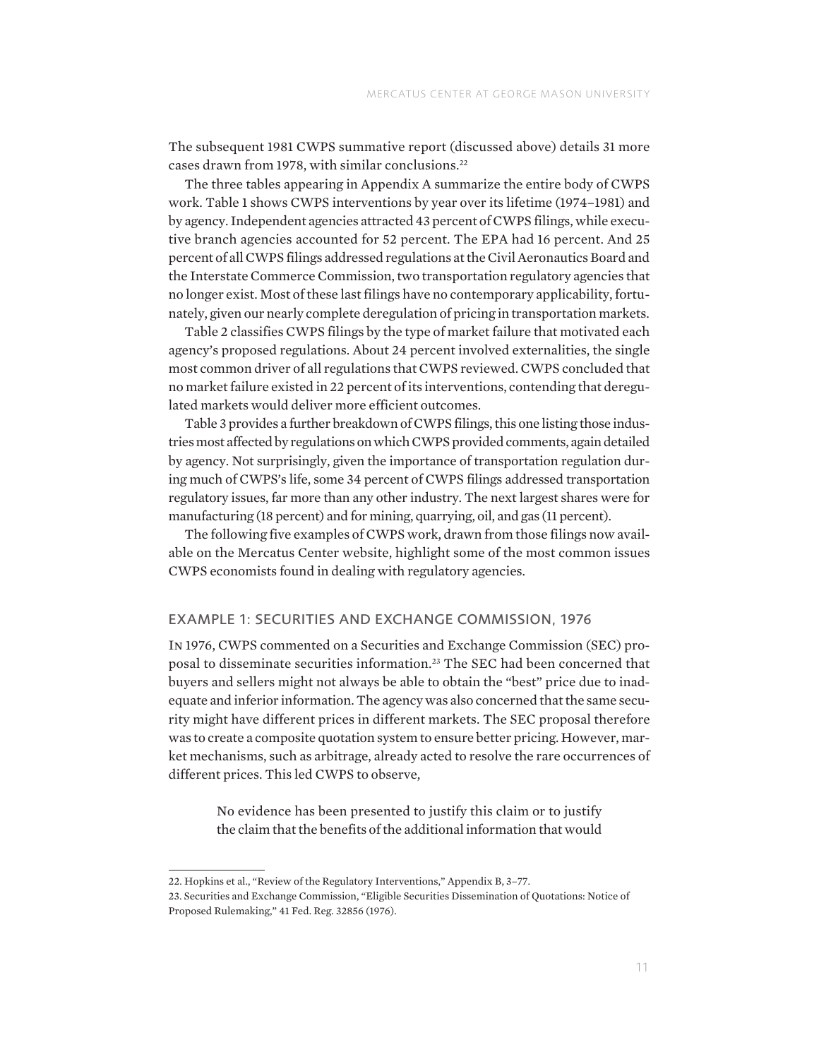The subsequent 1981 CWPS summative report (discussed above) details 31 more cases drawn from 1978, with similar conclusions.[22]

The three tables appearing in Appendix A summarize the entire body of CWPS work. Table 1 shows CWPS interventions by year over its lifetime (1974–1981) and by agency. Independent agencies attracted 43 percent of CWPS filings, while executive branch agencies accounted for 52 percent. The EPA had 16 percent. And 25 percent of all CWPS filings addressed regulations at the Civil Aeronautics Board and the Interstate Commerce Commission, two transportation regulatory agencies that no longer exist. Most of these last filings have no contemporary applicability, fortunately, given our nearly complete deregulation of pricing in transportation markets.

Table 2 classifies CWPS filings by the type of market failure that motivated each agency's proposed regulations. About 24 percent involved externalities, the single most common driver of all regulations that CWPS reviewed. CWPS concluded that no market failure existed in 22 percent of its interventions, contending that deregulated markets would deliver more efficient outcomes.

Table 3 provides a further breakdown of CWPS filings, this one listing those industries most affected by regulations on which CWPS provided comments, again detailed by agency. Not surprisingly, given the importance of transportation regulation during much of CWPS's life, some 34 percent of CWPS filings addressed transportation regulatory issues, far more than any other industry. The next largest shares were for manufacturing (18 percent) and for mining, quarrying, oil, and gas (11 percent).

The following five examples of CWPS work, drawn from those filings now available on the Mercatus Center website, highlight some of the most common issues CWPS economists found in dealing with regulatory agencies.

## EXAMPLE 1: SECURITIES AND EXCHANGE COMMISSION, 1976

In 1976, CWPS commented on a Securities and Exchange Commission (SEC) proposal to disseminate securities information.[23] The SEC had been concerned that buyers and sellers might not always be able to obtain the "best" price due to inadequate and inferior information. The agency was also concerned that the same security might have different prices in different markets. The SEC proposal therefore was to create a composite quotation system to ensure better pricing. However, market mechanisms, such as arbitrage, already acted to resolve the rare occurrences of different prices. This led CWPS to observe,

> No evidence has been presented to justify this claim or to justify the claim that the benefits of the additional information that would

---

22. Hopkins et al., "Review of the Regulatory Interventions," Appendix B, 3–77.

23. Securities and Exchange Commission, "Eligible Securities Dissemination of Quotations: Notice of Proposed Rulemaking," 41 Fed. Reg. 32856 (1976).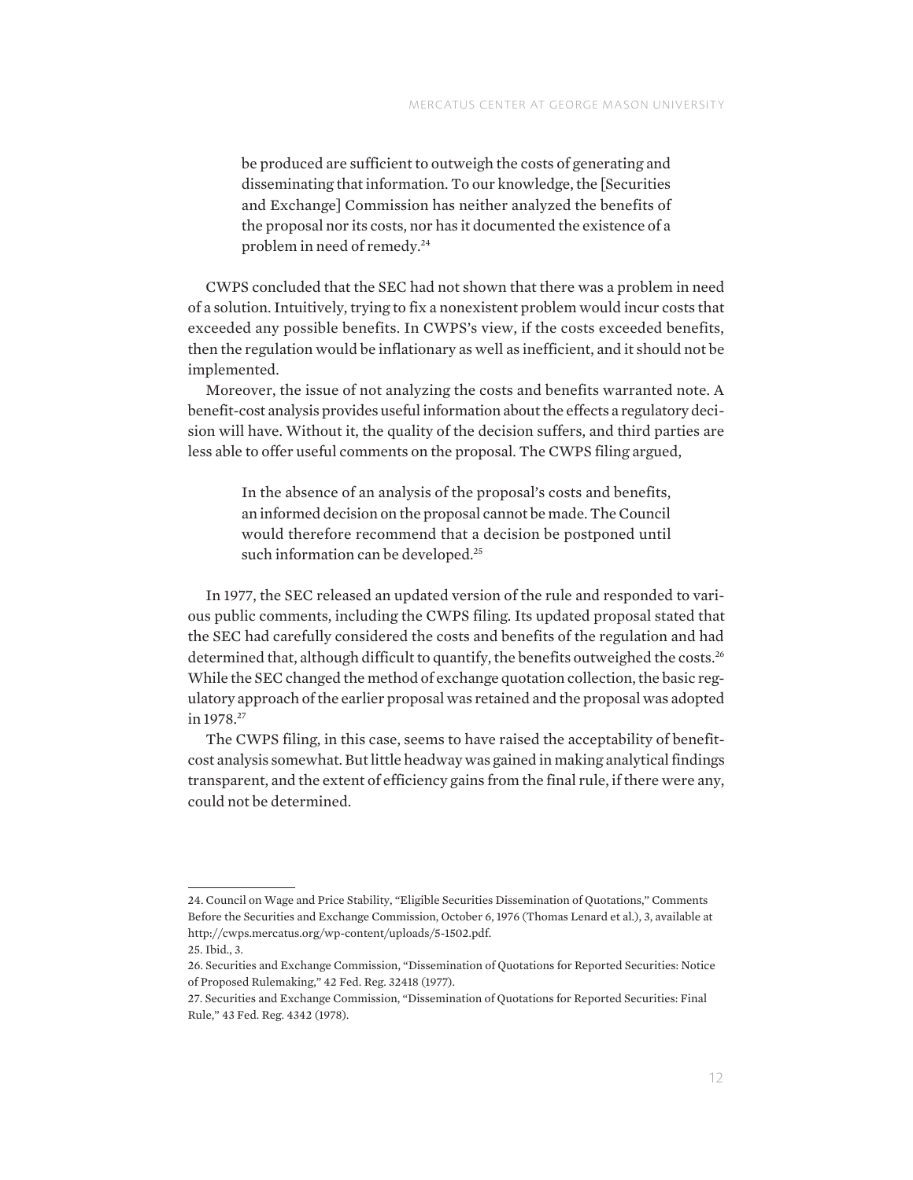> be produced are sufficient to outweigh the costs of generating and disseminating that information. To our knowledge, the [Securities and Exchange] Commission has neither analyzed the benefits of the proposal nor its costs, nor has it documented the existence of a problem in need of remedy.[24]

CWPS concluded that the SEC had not shown that there was a problem in need of a solution. Intuitively, trying to fix a nonexistent problem would incur costs that exceeded any possible benefits. In CWPS's view, if the costs exceeded benefits, then the regulation would be inflationary as well as inefficient, and it should not be implemented.

Moreover, the issue of not analyzing the costs and benefits warranted note. A benefit-cost analysis provides useful information about the effects a regulatory decision will have. Without it, the quality of the decision suffers, and third parties are less able to offer useful comments on the proposal. The CWPS filing argued,

> In the absence of an analysis of the proposal's costs and benefits, an informed decision on the proposal cannot be made. The Council would therefore recommend that a decision be postponed until such information can be developed.[25]

In 1977, the SEC released an updated version of the rule and responded to various public comments, including the CWPS filing. Its updated proposal stated that the SEC had carefully considered the costs and benefits of the regulation and had determined that, although difficult to quantify, the benefits outweighed the costs.[26] While the SEC changed the method of exchange quotation collection, the basic regulatory approach of the earlier proposal was retained and the proposal was adopted in 1978.[27]

The CWPS filing, in this case, seems to have raised the acceptability of benefit-cost analysis somewhat. But little headway was gained in making analytical findings transparent, and the extent of efficiency gains from the final rule, if there were any, could not be determined.

---

24. Council on Wage and Price Stability, "Eligible Securities Dissemination of Quotations," Comments Before the Securities and Exchange Commission, October 6, 1976 (Thomas Lenard et al.), 3, available at http://cwps.mercatus.org/wp-content/uploads/5-1502.pdf.

25. Ibid., 3.

26. Securities and Exchange Commission, "Dissemination of Quotations for Reported Securities: Notice of Proposed Rulemaking," 42 Fed. Reg. 32418 (1977).

27. Securities and Exchange Commission, "Dissemination of Quotations for Reported Securities: Final Rule," 43 Fed. Reg. 4342 (1978).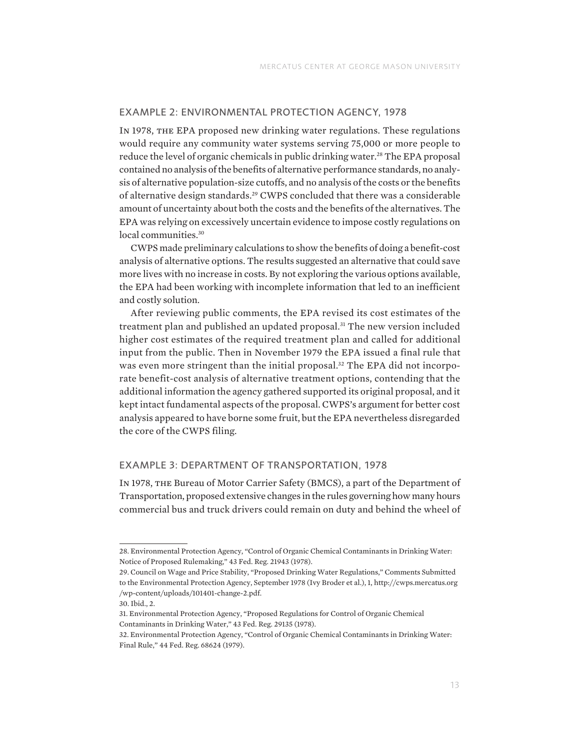## EXAMPLE 2: ENVIRONMENTAL PROTECTION AGENCY, 1978

In 1978, the EPA proposed new drinking water regulations. These regulations would require any community water systems serving 75,000 or more people to reduce the level of organic chemicals in public drinking water.[28] The EPA proposal contained no analysis of the benefits of alternative performance standards, no analysis of alternative population-size cutoffs, and no analysis of the costs or the benefits of alternative design standards.[29] CWPS concluded that there was a considerable amount of uncertainty about both the costs and the benefits of the alternatives. The EPA was relying on excessively uncertain evidence to impose costly regulations on local communities.[30]

CWPS made preliminary calculations to show the benefits of doing a benefit-cost analysis of alternative options. The results suggested an alternative that could save more lives with no increase in costs. By not exploring the various options available, the EPA had been working with incomplete information that led to an inefficient and costly solution.

After reviewing public comments, the EPA revised its cost estimates of the treatment plan and published an updated proposal.[31] The new version included higher cost estimates of the required treatment plan and called for additional input from the public. Then in November 1979 the EPA issued a final rule that was even more stringent than the initial proposal.[32] The EPA did not incorporate benefit-cost analysis of alternative treatment options, contending that the additional information the agency gathered supported its original proposal, and it kept intact fundamental aspects of the proposal. CWPS's argument for better cost analysis appeared to have borne some fruit, but the EPA nevertheless disregarded the core of the CWPS filing.

## EXAMPLE 3: DEPARTMENT OF TRANSPORTATION, 1978

In 1978, the Bureau of Motor Carrier Safety (BMCS), a part of the Department of Transportation, proposed extensive changes in the rules governing how many hours commercial bus and truck drivers could remain on duty and behind the wheel of

---

28. Environmental Protection Agency, "Control of Organic Chemical Contaminants in Drinking Water: Notice of Proposed Rulemaking," 43 Fed. Reg. 21943 (1978).

29. Council on Wage and Price Stability, "Proposed Drinking Water Regulations," Comments Submitted to the Environmental Protection Agency, September 1978 (Ivy Broder et al.), 1, http://cwps.mercatus.org/wp-content/uploads/101401-change-2.pdf.

30. Ibid., 2.

31. Environmental Protection Agency, "Proposed Regulations for Control of Organic Chemical Contaminants in Drinking Water," 43 Fed. Reg. 29135 (1978).

32. Environmental Protection Agency, "Control of Organic Chemical Contaminants in Drinking Water: Final Rule," 44 Fed. Reg. 68624 (1979).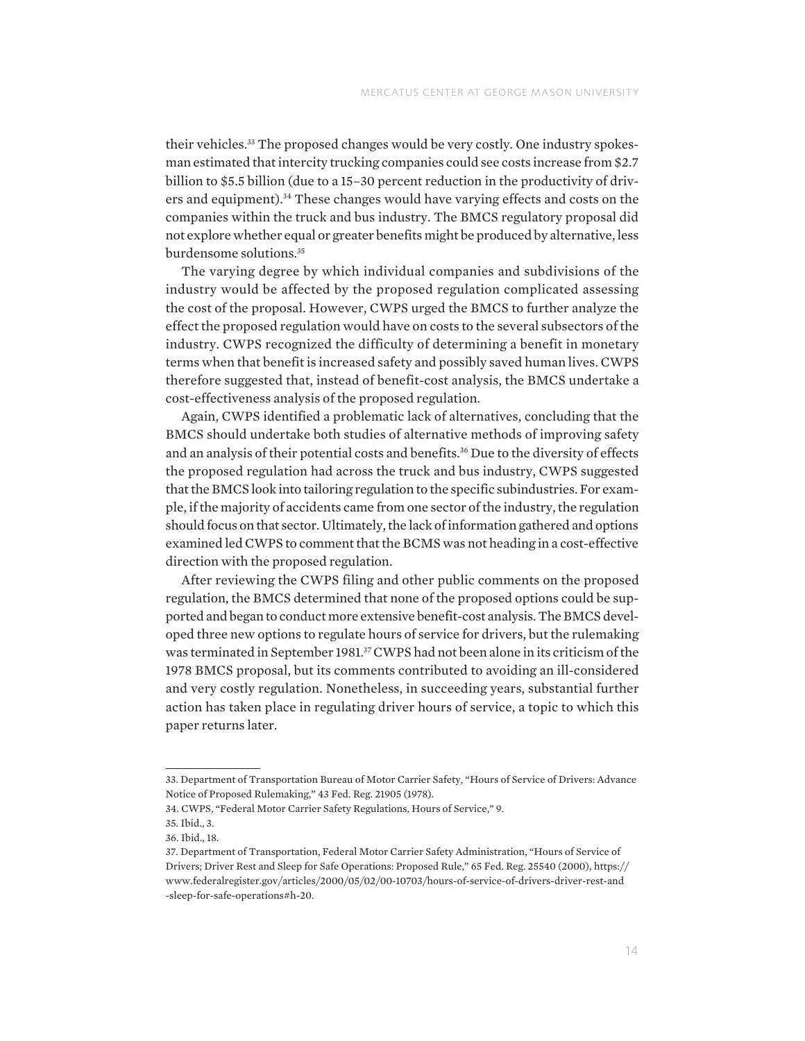their vehicles.[33] The proposed changes would be very costly. One industry spokesman estimated that intercity trucking companies could see costs increase from $2.7 billion to $5.5 billion (due to a 15–30 percent reduction in the productivity of drivers and equipment).[34] These changes would have varying effects and costs on the companies within the truck and bus industry. The BMCS regulatory proposal did not explore whether equal or greater benefits might be produced by alternative, less burdensome solutions.[35]

The varying degree by which individual companies and subdivisions of the industry would be affected by the proposed regulation complicated assessing the cost of the proposal. However, CWPS urged the BMCS to further analyze the effect the proposed regulation would have on costs to the several subsectors of the industry. CWPS recognized the difficulty of determining a benefit in monetary terms when that benefit is increased safety and possibly saved human lives. CWPS therefore suggested that, instead of benefit-cost analysis, the BMCS undertake a cost-effectiveness analysis of the proposed regulation.

Again, CWPS identified a problematic lack of alternatives, concluding that the BMCS should undertake both studies of alternative methods of improving safety and an analysis of their potential costs and benefits.[36] Due to the diversity of effects the proposed regulation had across the truck and bus industry, CWPS suggested that the BMCS look into tailoring regulation to the specific subindustries. For example, if the majority of accidents came from one sector of the industry, the regulation should focus on that sector. Ultimately, the lack of information gathered and options examined led CWPS to comment that the BCMS was not heading in a cost-effective direction with the proposed regulation.

After reviewing the CWPS filing and other public comments on the proposed regulation, the BMCS determined that none of the proposed options could be supported and began to conduct more extensive benefit-cost analysis. The BMCS developed three new options to regulate hours of service for drivers, but the rulemaking was terminated in September 1981.[37] CWPS had not been alone in its criticism of the 1978 BMCS proposal, but its comments contributed to avoiding an ill-considered and very costly regulation. Nonetheless, in succeeding years, substantial further action has taken place in regulating driver hours of service, a topic to which this paper returns later.

---

33. Department of Transportation Bureau of Motor Carrier Safety, "Hours of Service of Drivers: Advance Notice of Proposed Rulemaking," 43 Fed. Reg. 21905 (1978).

34. CWPS, "Federal Motor Carrier Safety Regulations, Hours of Service," 9.

35. Ibid., 3.

36. Ibid., 18.

37. Department of Transportation, Federal Motor Carrier Safety Administration, "Hours of Service of Drivers; Driver Rest and Sleep for Safe Operations: Proposed Rule," 65 Fed. Reg. 25540 (2000), https://www.federalregister.gov/articles/2000/05/02/00-10703/hours-of-service-of-drivers-driver-rest-and-sleep-for-safe-operations#h-20.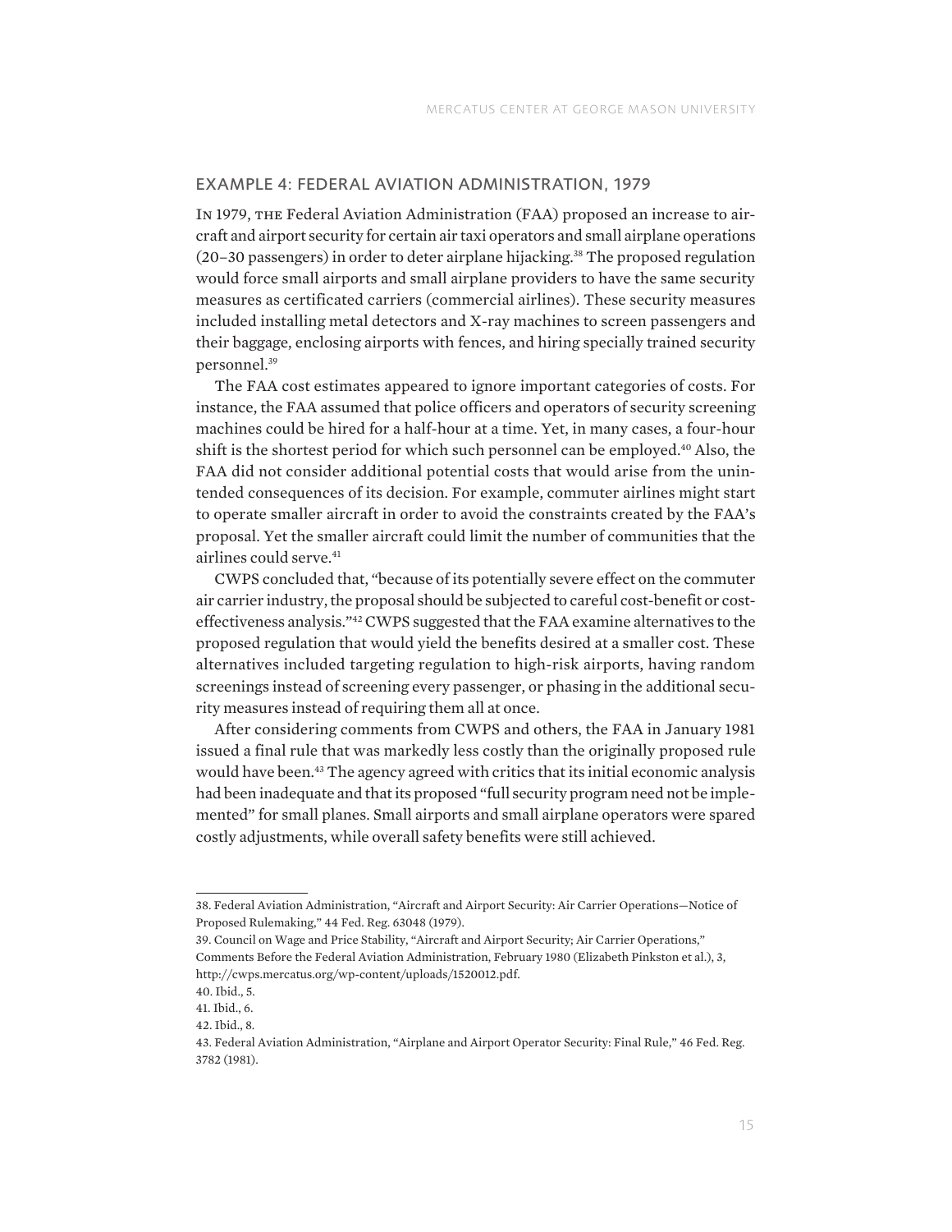## EXAMPLE 4: FEDERAL AVIATION ADMINISTRATION, 1979

In 1979, the Federal Aviation Administration (FAA) proposed an increase to aircraft and airport security for certain air taxi operators and small airplane operations (20–30 passengers) in order to deter airplane hijacking.[38] The proposed regulation would force small airports and small airplane providers to have the same security measures as certificated carriers (commercial airlines). These security measures included installing metal detectors and X-ray machines to screen passengers and their baggage, enclosing airports with fences, and hiring specially trained security personnel.[39]

The FAA cost estimates appeared to ignore important categories of costs. For instance, the FAA assumed that police officers and operators of security screening machines could be hired for a half-hour at a time. Yet, in many cases, a four-hour shift is the shortest period for which such personnel can be employed.[40] Also, the FAA did not consider additional potential costs that would arise from the unintended consequences of its decision. For example, commuter airlines might start to operate smaller aircraft in order to avoid the constraints created by the FAA's proposal. Yet the smaller aircraft could limit the number of communities that the airlines could serve.[41]

CWPS concluded that, "because of its potentially severe effect on the commuter air carrier industry, the proposal should be subjected to careful cost-benefit or cost-effectiveness analysis."[42] CWPS suggested that the FAA examine alternatives to the proposed regulation that would yield the benefits desired at a smaller cost. These alternatives included targeting regulation to high-risk airports, having random screenings instead of screening every passenger, or phasing in the additional security measures instead of requiring them all at once.

After considering comments from CWPS and others, the FAA in January 1981 issued a final rule that was markedly less costly than the originally proposed rule would have been.[43] The agency agreed with critics that its initial economic analysis had been inadequate and that its proposed "full security program need not be implemented" for small planes. Small airports and small airplane operators were spared costly adjustments, while overall safety benefits were still achieved.

---

38. Federal Aviation Administration, "Aircraft and Airport Security: Air Carrier Operations—Notice of Proposed Rulemaking," 44 Fed. Reg. 63048 (1979).

39. Council on Wage and Price Stability, "Aircraft and Airport Security; Air Carrier Operations," Comments Before the Federal Aviation Administration, February 1980 (Elizabeth Pinkston et al.), 3, http://cwps.mercatus.org/wp-content/uploads/1520012.pdf.

40. Ibid., 5.

41. Ibid., 6.

42. Ibid., 8.

43. Federal Aviation Administration, "Airplane and Airport Operator Security: Final Rule," 46 Fed. Reg. 3782 (1981).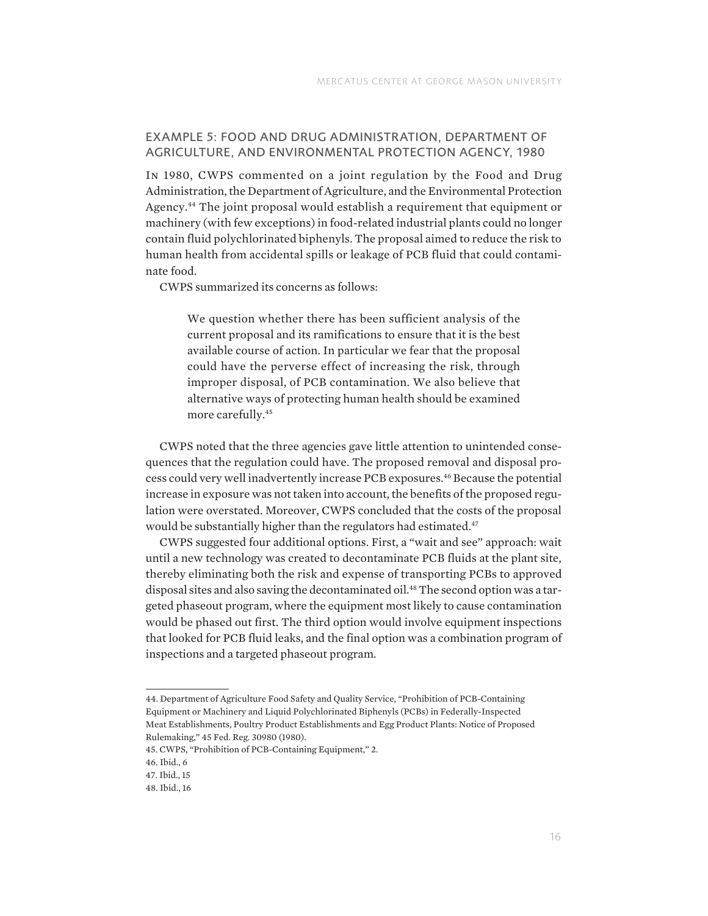## EXAMPLE 5: FOOD AND DRUG ADMINISTRATION, DEPARTMENT OF AGRICULTURE, AND ENVIRONMENTAL PROTECTION AGENCY, 1980

In 1980, CWPS commented on a joint regulation by the Food and Drug Administration, the Department of Agriculture, and the Environmental Protection Agency.[44] The joint proposal would establish a requirement that equipment or machinery (with few exceptions) in food-related industrial plants could no longer contain fluid polychlorinated biphenyls. The proposal aimed to reduce the risk to human health from accidental spills or leakage of PCB fluid that could contaminate food.

CWPS summarized its concerns as follows:

> We question whether there has been sufficient analysis of the current proposal and its ramifications to ensure that it is the best available course of action. In particular we fear that the proposal could have the perverse effect of increasing the risk, through improper disposal, of PCB contamination. We also believe that alternative ways of protecting human health should be examined more carefully.[45]

CWPS noted that the three agencies gave little attention to unintended consequences that the regulation could have. The proposed removal and disposal process could very well inadvertently increase PCB exposures.[46] Because the potential increase in exposure was not taken into account, the benefits of the proposed regulation were overstated. Moreover, CWPS concluded that the costs of the proposal would be substantially higher than the regulators had estimated.[47]

CWPS suggested four additional options. First, a "wait and see" approach: wait until a new technology was created to decontaminate PCB fluids at the plant site, thereby eliminating both the risk and expense of transporting PCBs to approved disposal sites and also saving the decontaminated oil.[48] The second option was a targeted phaseout program, where the equipment most likely to cause contamination would be phased out first. The third option would involve equipment inspections that looked for PCB fluid leaks, and the final option was a combination program of inspections and a targeted phaseout program.

---

44. Department of Agriculture Food Safety and Quality Service, "Prohibition of PCB-Containing Equipment or Machinery and Liquid Polychlorinated Biphenyls (PCBs) in Federally-Inspected Meat Establishments, Poultry Product Establishments and Egg Product Plants: Notice of Proposed Rulemaking," 45 Fed. Reg. 30980 (1980).

45. CWPS, "Prohibition of PCB-Containing Equipment," 2.

46. Ibid., 6

47. Ibid., 15

48. Ibid., 16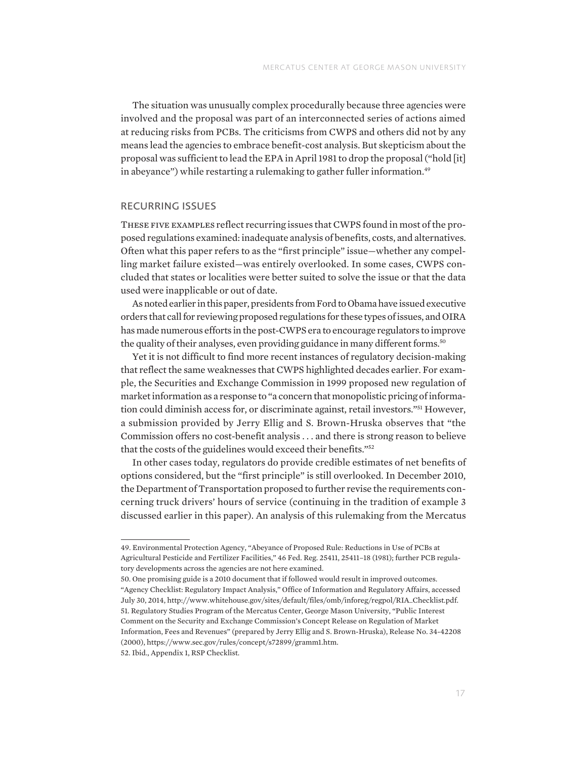The situation was unusually complex procedurally because three agencies were involved and the proposal was part of an interconnected series of actions aimed at reducing risks from PCBs. The criticisms from CWPS and others did not by any means lead the agencies to embrace benefit-cost analysis. But skepticism about the proposal was sufficient to lead the EPA in April 1981 to drop the proposal ("hold [it] in abeyance") while restarting a rulemaking to gather fuller information.[49]

## RECURRING ISSUES

These five examples reflect recurring issues that CWPS found in most of the proposed regulations examined: inadequate analysis of benefits, costs, and alternatives. Often what this paper refers to as the "first principle" issue—whether any compelling market failure existed—was entirely overlooked. In some cases, CWPS concluded that states or localities were better suited to solve the issue or that the data used were inapplicable or out of date.

As noted earlier in this paper, presidents from Ford to Obama have issued executive orders that call for reviewing proposed regulations for these types of issues, and OIRA has made numerous efforts in the post-CWPS era to encourage regulators to improve the quality of their analyses, even providing guidance in many different forms.[50]

Yet it is not difficult to find more recent instances of regulatory decision-making that reflect the same weaknesses that CWPS highlighted decades earlier. For example, the Securities and Exchange Commission in 1999 proposed new regulation of market information as a response to "a concern that monopolistic pricing of information could diminish access for, or discriminate against, retail investors."[51] However, a submission provided by Jerry Ellig and S. Brown-Hruska observes that "the Commission offers no cost-benefit analysis . . . and there is strong reason to believe that the costs of the guidelines would exceed their benefits."[52]

In other cases today, regulators do provide credible estimates of net benefits of options considered, but the "first principle" is still overlooked. In December 2010, the Department of Transportation proposed to further revise the requirements concerning truck drivers' hours of service (continuing in the tradition of example 3 discussed earlier in this paper). An analysis of this rulemaking from the Mercatus

---

49. Environmental Protection Agency, "Abeyance of Proposed Rule: Reductions in Use of PCBs at Agricultural Pesticide and Fertilizer Facilities," 46 Fed. Reg. 25411, 25411–18 (1981); further PCB regulatory developments across the agencies are not here examined.

50. One promising guide is a 2010 document that if followed would result in improved outcomes. "Agency Checklist: Regulatory Impact Analysis," Office of Information and Regulatory Affairs, accessed July 30, 2014, http://www.whitehouse.gov/sites/default/files/omb/inforeg/regpol/RIA_Checklist.pdf.

51. Regulatory Studies Program of the Mercatus Center, George Mason University, "Public Interest Comment on the Security and Exchange Commission's Concept Release on Regulation of Market Information, Fees and Revenues" (prepared by Jerry Ellig and S. Brown-Hruska), Release No. 34-42208 (2000), https://www.sec.gov/rules/concept/s72899/gramm1.htm.

52. Ibid., Appendix 1, RSP Checklist.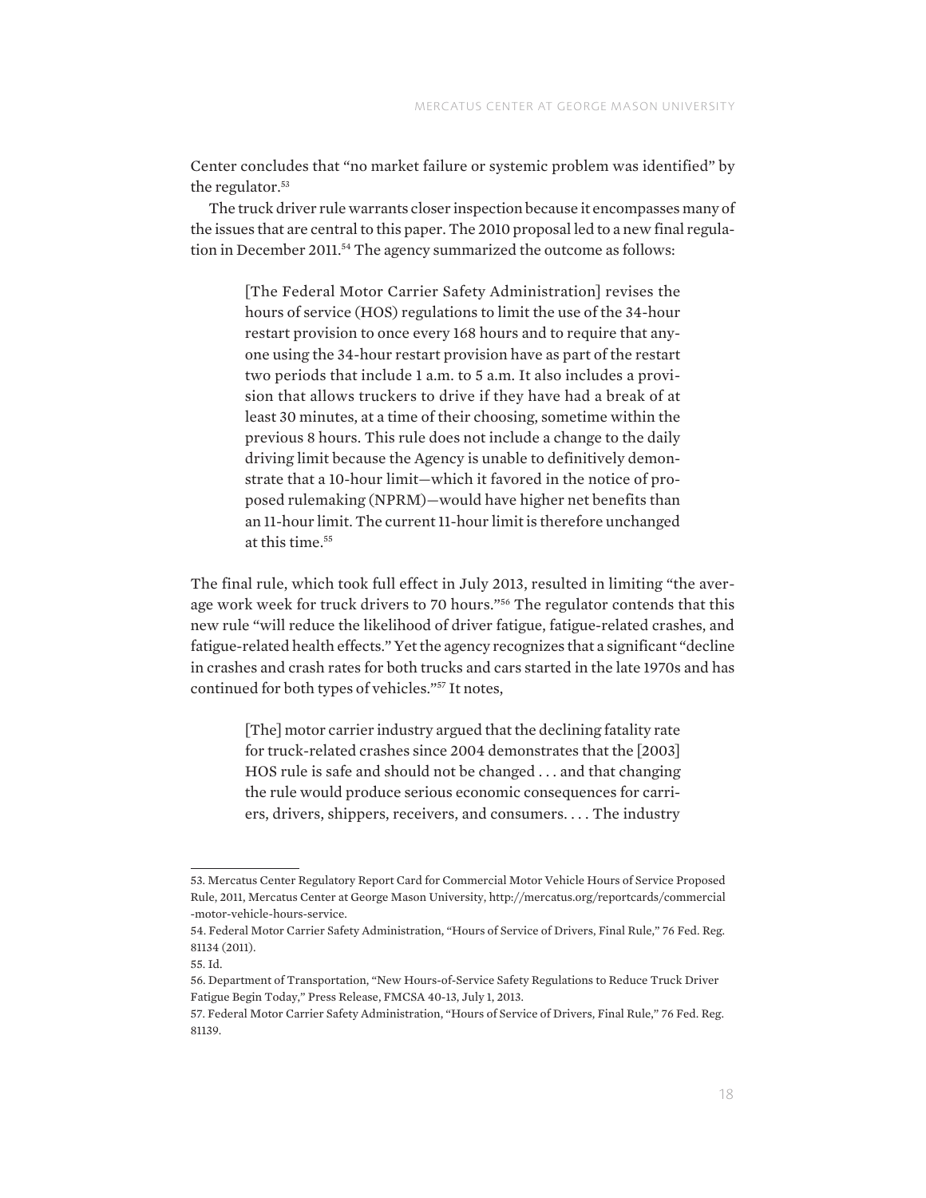Center concludes that "no market failure or systemic problem was identified" by the regulator.[53]

The truck driver rule warrants closer inspection because it encompasses many of the issues that are central to this paper. The 2010 proposal led to a new final regulation in December 2011.[54] The agency summarized the outcome as follows:

> [The Federal Motor Carrier Safety Administration] revises the hours of service (HOS) regulations to limit the use of the 34-hour restart provision to once every 168 hours and to require that anyone using the 34-hour restart provision have as part of the restart two periods that include 1 a.m. to 5 a.m. It also includes a provision that allows truckers to drive if they have had a break of at least 30 minutes, at a time of their choosing, sometime within the previous 8 hours. This rule does not include a change to the daily driving limit because the Agency is unable to definitively demonstrate that a 10-hour limit—which it favored in the notice of proposed rulemaking (NPRM)—would have higher net benefits than an 11-hour limit. The current 11-hour limit is therefore unchanged at this time.[55]

The final rule, which took full effect in July 2013, resulted in limiting "the average work week for truck drivers to 70 hours."[56] The regulator contends that this new rule "will reduce the likelihood of driver fatigue, fatigue-related crashes, and fatigue-related health effects." Yet the agency recognizes that a significant "decline in crashes and crash rates for both trucks and cars started in the late 1970s and has continued for both types of vehicles."[57] It notes,

> [The] motor carrier industry argued that the declining fatality rate for truck-related crashes since 2004 demonstrates that the [2003] HOS rule is safe and should not be changed . . . and that changing the rule would produce serious economic consequences for carriers, drivers, shippers, receivers, and consumers. . . . The industry

---

53. Mercatus Center Regulatory Report Card for Commercial Motor Vehicle Hours of Service Proposed Rule, 2011, Mercatus Center at George Mason University, http://mercatus.org/reportcards/commercial-motor-vehicle-hours-service.

54. Federal Motor Carrier Safety Administration, "Hours of Service of Drivers, Final Rule," 76 Fed. Reg. 81134 (2011).

55. Id.

56. Department of Transportation, "New Hours-of-Service Safety Regulations to Reduce Truck Driver Fatigue Begin Today," Press Release, FMCSA 40-13, July 1, 2013.

57. Federal Motor Carrier Safety Administration, "Hours of Service of Drivers, Final Rule," 76 Fed. Reg. 81139.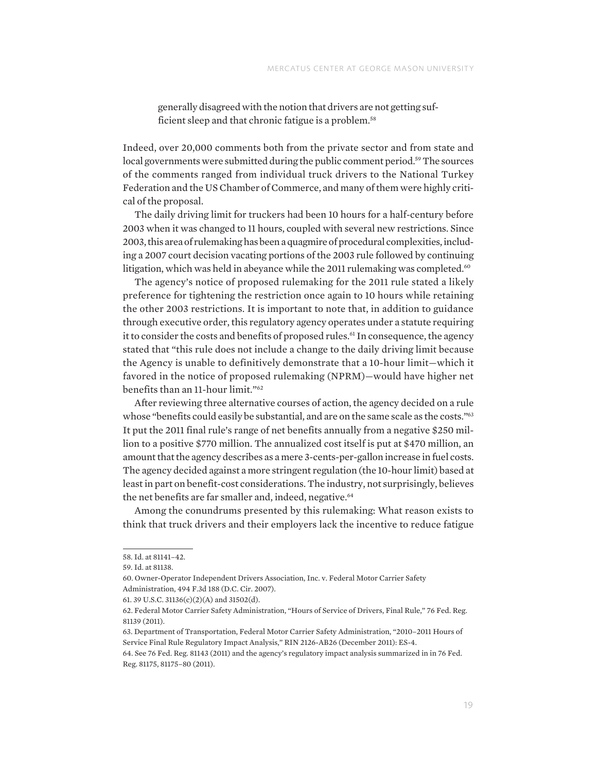generally disagreed with the notion that drivers are not getting sufficient sleep and that chronic fatigue is a problem.[58]

Indeed, over 20,000 comments both from the private sector and from state and local governments were submitted during the public comment period.[59] The sources of the comments ranged from individual truck drivers to the National Turkey Federation and the US Chamber of Commerce, and many of them were highly critical of the proposal.

The daily driving limit for truckers had been 10 hours for a half-century before 2003 when it was changed to 11 hours, coupled with several new restrictions. Since 2003, this area of rulemaking has been a quagmire of procedural complexities, including a 2007 court decision vacating portions of the 2003 rule followed by continuing litigation, which was held in abeyance while the 2011 rulemaking was completed.[60]

The agency's notice of proposed rulemaking for the 2011 rule stated a likely preference for tightening the restriction once again to 10 hours while retaining the other 2003 restrictions. It is important to note that, in addition to guidance through executive order, this regulatory agency operates under a statute requiring it to consider the costs and benefits of proposed rules.[61] In consequence, the agency stated that "this rule does not include a change to the daily driving limit because the Agency is unable to definitively demonstrate that a 10-hour limit—which it favored in the notice of proposed rulemaking (NPRM)—would have higher net benefits than an 11-hour limit."[62]

After reviewing three alternative courses of action, the agency decided on a rule whose "benefits could easily be substantial, and are on the same scale as the costs."[63] It put the 2011 final rule's range of net benefits annually from a negative $250 million to a positive $770 million. The annualized cost itself is put at $470 million, an amount that the agency describes as a mere 3-cents-per-gallon increase in fuel costs. The agency decided against a more stringent regulation (the 10-hour limit) based at least in part on benefit-cost considerations. The industry, not surprisingly, believes the net benefits are far smaller and, indeed, negative.[64]

Among the conundrums presented by this rulemaking: What reason exists to think that truck drivers and their employers lack the incentive to reduce fatigue

---

58. Id. at 81141–42.

59. Id. at 81138.

60. Owner-Operator Independent Drivers Association, Inc. v. Federal Motor Carrier Safety Administration, 494 F.3d 188 (D.C. Cir. 2007).

61. 39 U.S.C. 31136(c)(2)(A) and 31502(d).

62. Federal Motor Carrier Safety Administration, "Hours of Service of Drivers, Final Rule," 76 Fed. Reg. 81139 (2011).

63. Department of Transportation, Federal Motor Carrier Safety Administration, "2010–2011 Hours of Service Final Rule Regulatory Impact Analysis," RIN 2126-AB26 (December 2011): ES-4.

64. See 76 Fed. Reg. 81143 (2011) and the agency's regulatory impact analysis summarized in in 76 Fed. Reg. 81175, 81175–80 (2011).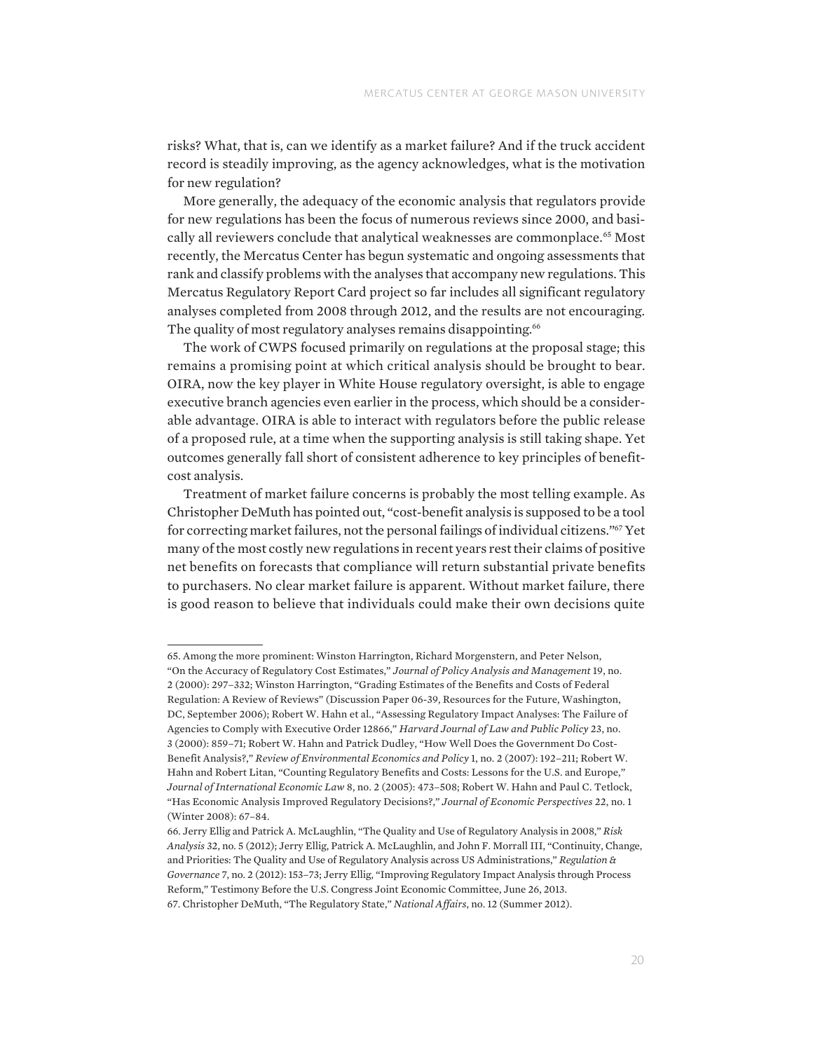risks? What, that is, can we identify as a market failure? And if the truck accident record is steadily improving, as the agency acknowledges, what is the motivation for new regulation?

More generally, the adequacy of the economic analysis that regulators provide for new regulations has been the focus of numerous reviews since 2000, and basically all reviewers conclude that analytical weaknesses are commonplace.[65] Most recently, the Mercatus Center has begun systematic and ongoing assessments that rank and classify problems with the analyses that accompany new regulations. This Mercatus Regulatory Report Card project so far includes all significant regulatory analyses completed from 2008 through 2012, and the results are not encouraging. The quality of most regulatory analyses remains disappointing.[66]

The work of CWPS focused primarily on regulations at the proposal stage; this remains a promising point at which critical analysis should be brought to bear. OIRA, now the key player in White House regulatory oversight, is able to engage executive branch agencies even earlier in the process, which should be a considerable advantage. OIRA is able to interact with regulators before the public release of a proposed rule, at a time when the supporting analysis is still taking shape. Yet outcomes generally fall short of consistent adherence to key principles of benefit-cost analysis.

Treatment of market failure concerns is probably the most telling example. As Christopher DeMuth has pointed out, "cost-benefit analysis is supposed to be a tool for correcting market failures, not the personal failings of individual citizens."[67] Yet many of the most costly new regulations in recent years rest their claims of positive net benefits on forecasts that compliance will return substantial private benefits to purchasers. No clear market failure is apparent. Without market failure, there is good reason to believe that individuals could make their own decisions quite

---

65. Among the more prominent: Winston Harrington, Richard Morgenstern, and Peter Nelson, "On the Accuracy of Regulatory Cost Estimates," *Journal of Policy Analysis and Management* 19, no. 2 (2000): 297–332; Winston Harrington, "Grading Estimates of the Benefits and Costs of Federal Regulation: A Review of Reviews" (Discussion Paper 06-39, Resources for the Future, Washington, DC, September 2006); Robert W. Hahn et al., "Assessing Regulatory Impact Analyses: The Failure of Agencies to Comply with Executive Order 12866," *Harvard Journal of Law and Public Policy* 23, no. 3 (2000): 859–71; Robert W. Hahn and Patrick Dudley, "How Well Does the Government Do Cost-Benefit Analysis?," *Review of Environmental Economics and Policy* 1, no. 2 (2007): 192–211; Robert W. Hahn and Robert Litan, "Counting Regulatory Benefits and Costs: Lessons for the U.S. and Europe," *Journal of International Economic Law* 8, no. 2 (2005): 473–508; Robert W. Hahn and Paul C. Tetlock, "Has Economic Analysis Improved Regulatory Decisions?," *Journal of Economic Perspectives* 22, no. 1 (Winter 2008): 67–84.

66. Jerry Ellig and Patrick A. McLaughlin, "The Quality and Use of Regulatory Analysis in 2008," *Risk Analysis* 32, no. 5 (2012); Jerry Ellig, Patrick A. McLaughlin, and John F. Morrall III, "Continuity, Change, and Priorities: The Quality and Use of Regulatory Analysis across US Administrations," *Regulation & Governance* 7, no. 2 (2012): 153–73; Jerry Ellig, "Improving Regulatory Impact Analysis through Process Reform," Testimony Before the U.S. Congress Joint Economic Committee, June 26, 2013.

67. Christopher DeMuth, "The Regulatory State," *National Affairs*, no. 12 (Summer 2012).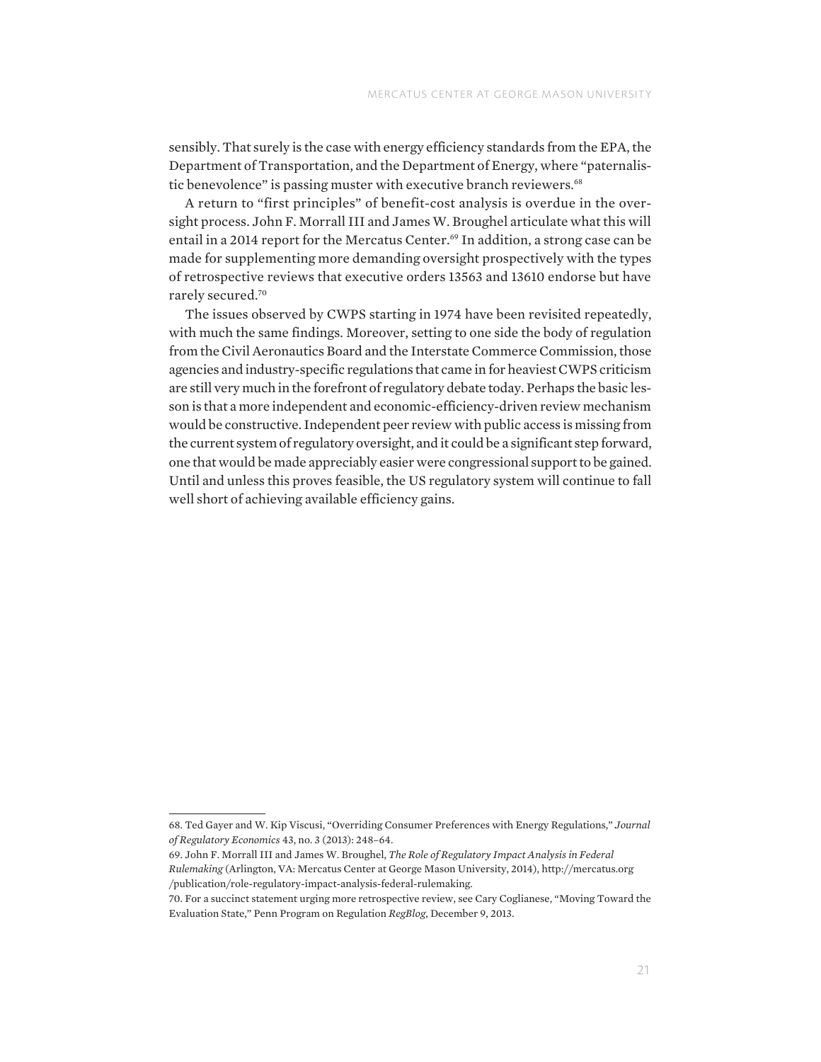sensibly. That surely is the case with energy efficiency standards from the EPA, the Department of Transportation, and the Department of Energy, where "paternalistic benevolence" is passing muster with executive branch reviewers.[68]

A return to "first principles" of benefit-cost analysis is overdue in the oversight process. John F. Morrall III and James W. Broughel articulate what this will entail in a 2014 report for the Mercatus Center.[69] In addition, a strong case can be made for supplementing more demanding oversight prospectively with the types of retrospective reviews that executive orders 13563 and 13610 endorse but have rarely secured.[70]

The issues observed by CWPS starting in 1974 have been revisited repeatedly, with much the same findings. Moreover, setting to one side the body of regulation from the Civil Aeronautics Board and the Interstate Commerce Commission, those agencies and industry-specific regulations that came in for heaviest CWPS criticism are still very much in the forefront of regulatory debate today. Perhaps the basic lesson is that a more independent and economic-efficiency-driven review mechanism would be constructive. Independent peer review with public access is missing from the current system of regulatory oversight, and it could be a significant step forward, one that would be made appreciably easier were congressional support to be gained. Until and unless this proves feasible, the US regulatory system will continue to fall well short of achieving available efficiency gains.

---

68. Ted Gayer and W. Kip Viscusi, "Overriding Consumer Preferences with Energy Regulations," *Journal of Regulatory Economics* 43, no. 3 (2013): 248–64.

69. John F. Morrall III and James W. Broughel, *The Role of Regulatory Impact Analysis in Federal Rulemaking* (Arlington, VA: Mercatus Center at George Mason University, 2014), http://mercatus.org/publication/role-regulatory-impact-analysis-federal-rulemaking.

70. For a succinct statement urging more retrospective review, see Cary Coglianese, "Moving Toward the Evaluation State," Penn Program on Regulation *RegBlog*, December 9, 2013.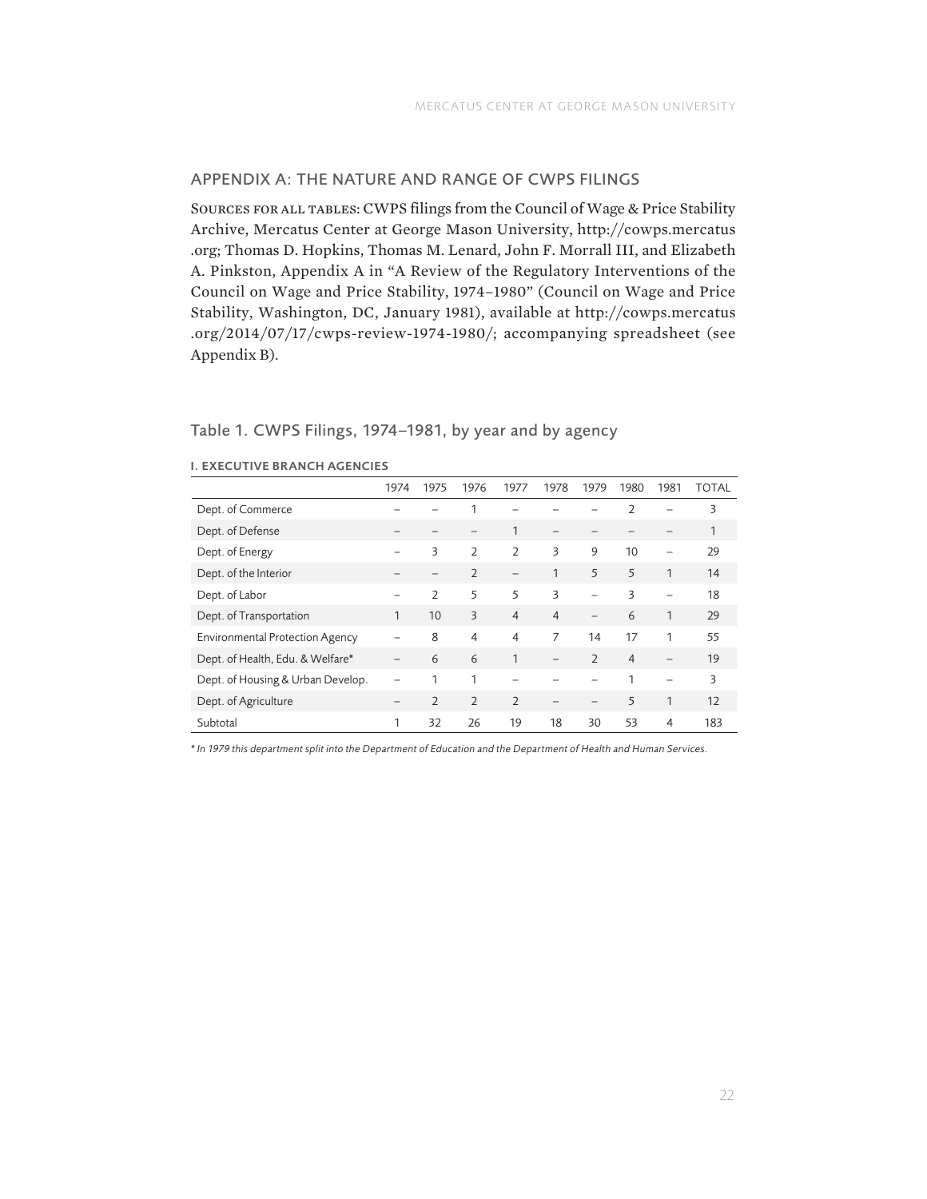## APPENDIX A: THE NATURE AND RANGE OF CWPS FILINGS

Sources for all tables: CWPS filings from the Council of Wage & Price Stability Archive, Mercatus Center at George Mason University, http://cowps.mercatus.org; Thomas D. Hopkins, Thomas M. Lenard, John F. Morrall III, and Elizabeth A. Pinkston, Appendix A in "A Review of the Regulatory Interventions of the Council on Wage and Price Stability, 1974–1980" (Council on Wage and Price Stability, Washington, DC, January 1981), available at http://cowps.mercatus.org/2014/07/17/cwps-review-1974-1980/; accompanying spreadsheet (see Appendix B).

### Table 1. CWPS Filings, 1974–1981, by year and by agency

**I. EXECUTIVE BRANCH AGENCIES**

| | 1974 | 1975 | 1976 | 1977 | 1978 | 1979 | 1980 | 1981 | TOTAL |
|---|---|---|---|---|---|---|---|---|---|
| Dept. of Commerce | – | – | 1 | – | – | – | 2 | – | 3 |
| Dept. of Defense | – | – | – | 1 | – | – | – | – | 1 |
| Dept. of Energy | – | 3 | 2 | 2 | 3 | 9 | 10 | – | 29 |
| Dept. of the Interior | – | – | 2 | – | 1 | 5 | 5 | 1 | 14 |
| Dept. of Labor | – | 2 | 5 | 5 | 3 | – | 3 | – | 18 |
| Dept. of Transportation | 1 | 10 | 3 | 4 | 4 | – | 6 | 1 | 29 |
| Environmental Protection Agency | – | 8 | 4 | 4 | 7 | 14 | 17 | 1 | 55 |
| Dept. of Health, Edu. & Welfare* | – | 6 | 6 | 1 | – | 2 | 4 | – | 19 |
| Dept. of Housing & Urban Develop. | – | 1 | 1 | – | – | – | 1 | – | 3 |
| Dept. of Agriculture | – | 2 | 2 | 2 | – | – | 5 | 1 | 12 |
| Subtotal | 1 | 32 | 26 | 19 | 18 | 30 | 53 | 4 | 183 |

*\* In 1979 this department split into the Department of Education and the Department of Health and Human Services.*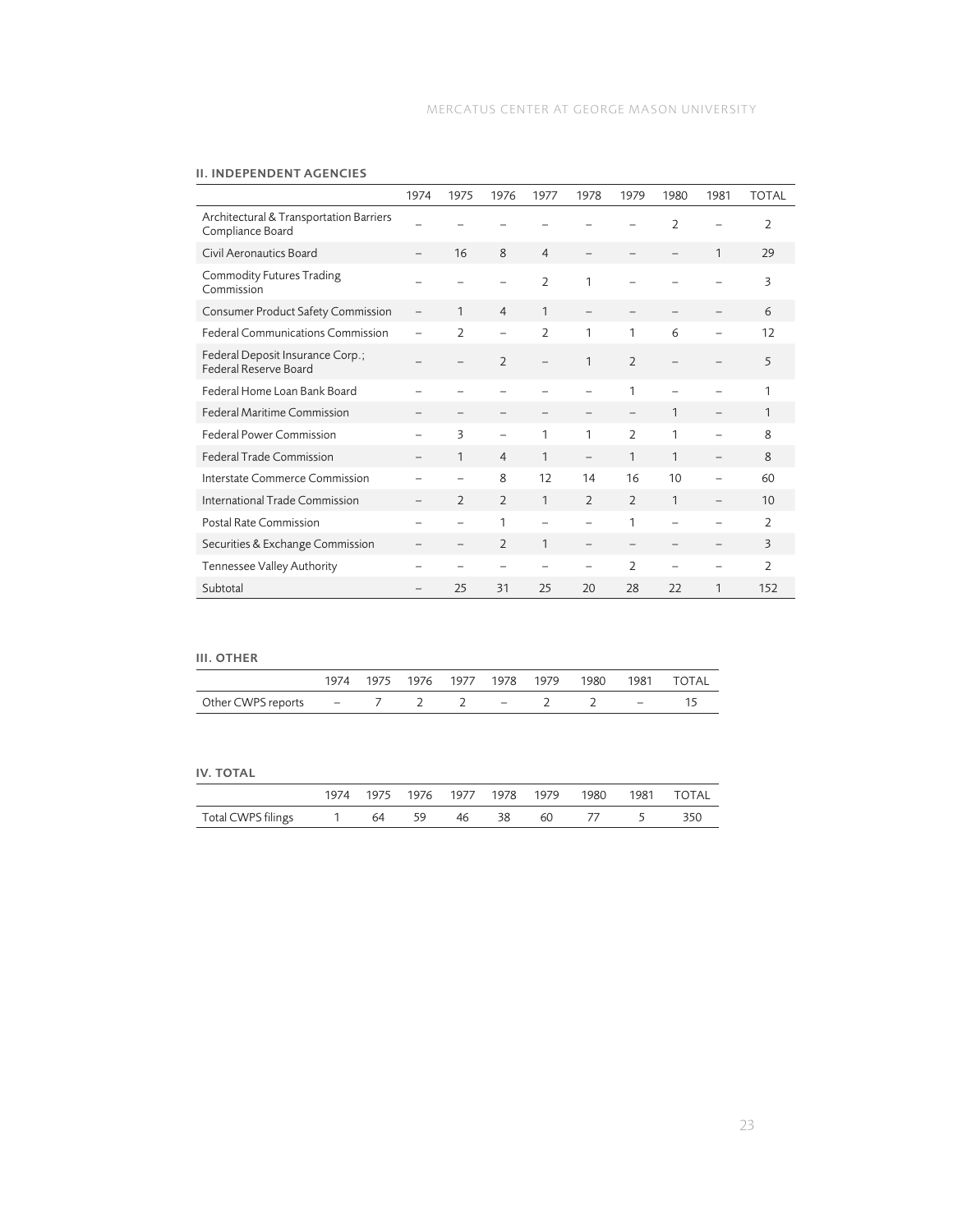## II. INDEPENDENT AGENCIES

| | 1974 | 1975 | 1976 | 1977 | 1978 | 1979 | 1980 | 1981 | TOTAL |
|---|---|---|---|---|---|---|---|---|---|
| Architectural & Transportation Barriers Compliance Board | – | – | – | – | – | – | 2 | – | 2 |
| Civil Aeronautics Board | – | 16 | 8 | 4 | – | – | – | 1 | 29 |
| Commodity Futures Trading Commission | – | – | – | 2 | 1 | – | – | – | 3 |
| Consumer Product Safety Commission | – | 1 | 4 | 1 | – | – | – | – | 6 |
| Federal Communications Commission | – | 2 | – | 2 | 1 | 1 | 6 | – | 12 |
| Federal Deposit Insurance Corp.; Federal Reserve Board | – | – | 2 | – | 1 | 2 | – | – | 5 |
| Federal Home Loan Bank Board | – | – | – | – | – | 1 | – | – | 1 |
| Federal Maritime Commission | – | – | – | – | – | – | 1 | – | 1 |
| Federal Power Commission | – | 3 | – | 1 | 1 | 2 | 1 | – | 8 |
| Federal Trade Commission | – | 1 | 4 | 1 | – | 1 | 1 | – | 8 |
| Interstate Commerce Commission | – | – | 8 | 12 | 14 | 16 | 10 | – | 60 |
| International Trade Commission | – | 2 | 2 | 1 | 2 | 2 | 1 | – | 10 |
| Postal Rate Commission | – | – | 1 | – | – | 1 | – | – | 2 |
| Securities & Exchange Commission | – | – | 2 | 1 | – | – | – | – | 3 |
| Tennessee Valley Authority | – | – | – | – | – | 2 | – | – | 2 |
| Subtotal | – | 25 | 31 | 25 | 20 | 28 | 22 | 1 | 152 |

## III. OTHER

| | 1974 | 1975 | 1976 | 1977 | 1978 | 1979 | 1980 | 1981 | TOTAL |
|---|---|---|---|---|---|---|---|---|---|
| Other CWPS reports | – | 7 | 2 | 2 | – | 2 | 2 | – | 15 |

## IV. TOTAL

| | 1974 | 1975 | 1976 | 1977 | 1978 | 1979 | 1980 | 1981 | TOTAL |
|---|---|---|---|---|---|---|---|---|---|
| Total CWPS filings | 1 | 64 | 59 | 46 | 38 | 60 | 77 | 5 | 350 |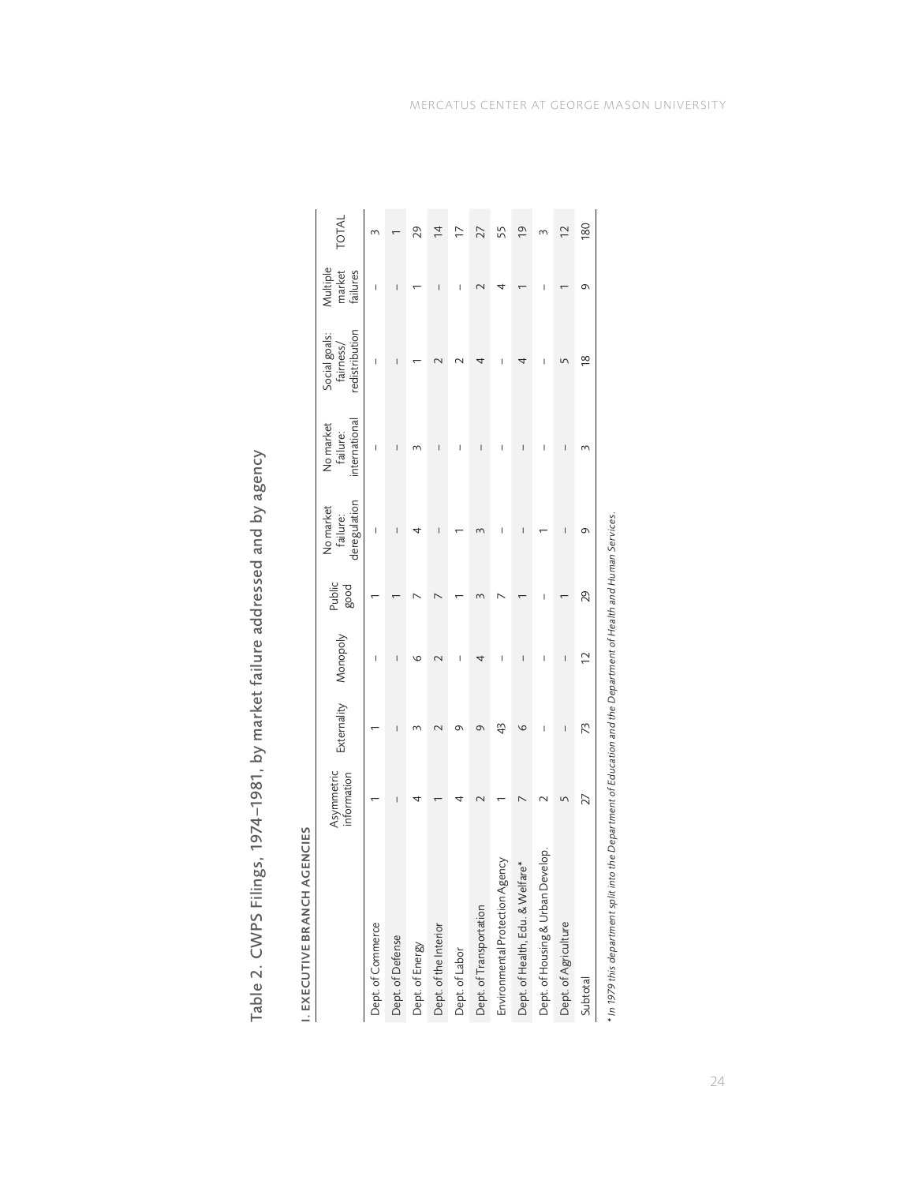# Table 2. CWPS Filings, 1974–1981, by market failure addressed and by agency

### I. EXECUTIVE BRANCH AGENCIES

| | Asymmetric information | Externality | Monopoly | Public good | No market failure: deregulation | No market failure: international | Social goals: fairness/ redistribution | Multiple market failures | TOTAL |
|---|---|---|---|---|---|---|---|---|---|
| Dept. of Commerce | 1 | 1 | – | 1 | – | – | – | – | 3 |
| Dept. of Defense | – | – | – | 1 | – | – | – | – | 1 |
| Dept. of Energy | 4 | 3 | 6 | 7 | 4 | 3 | 1 | 1 | 29 |
| Dept. of the Interior | 1 | 2 | 2 | 7 | – | – | 2 | – | 14 |
| Dept. of Labor | 4 | 9 | – | 1 | 1 | – | 2 | – | 17 |
| Dept. of Transportation | 2 | 9 | 4 | 3 | 3 | – | 4 | 2 | 27 |
| Environmental Protection Agency | 1 | 43 | – | 7 | – | – | – | 4 | 55 |
| Dept. of Health, Edu. & Welfare* | 7 | 6 | – | 1 | – | – | 4 | 1 | 19 |
| Dept. of Housing & Urban Develop. | 2 | – | – | – | 1 | – | – | – | 3 |
| Dept. of Agriculture | 5 | – | – | 1 | – | – | 5 | 1 | 12 |
| Subtotal | 27 | 73 | 12 | 29 | 9 | 3 | 18 | 9 | 180 |

*\* In 1979 this department split into the Department of Education and the Department of Health and Human Services.*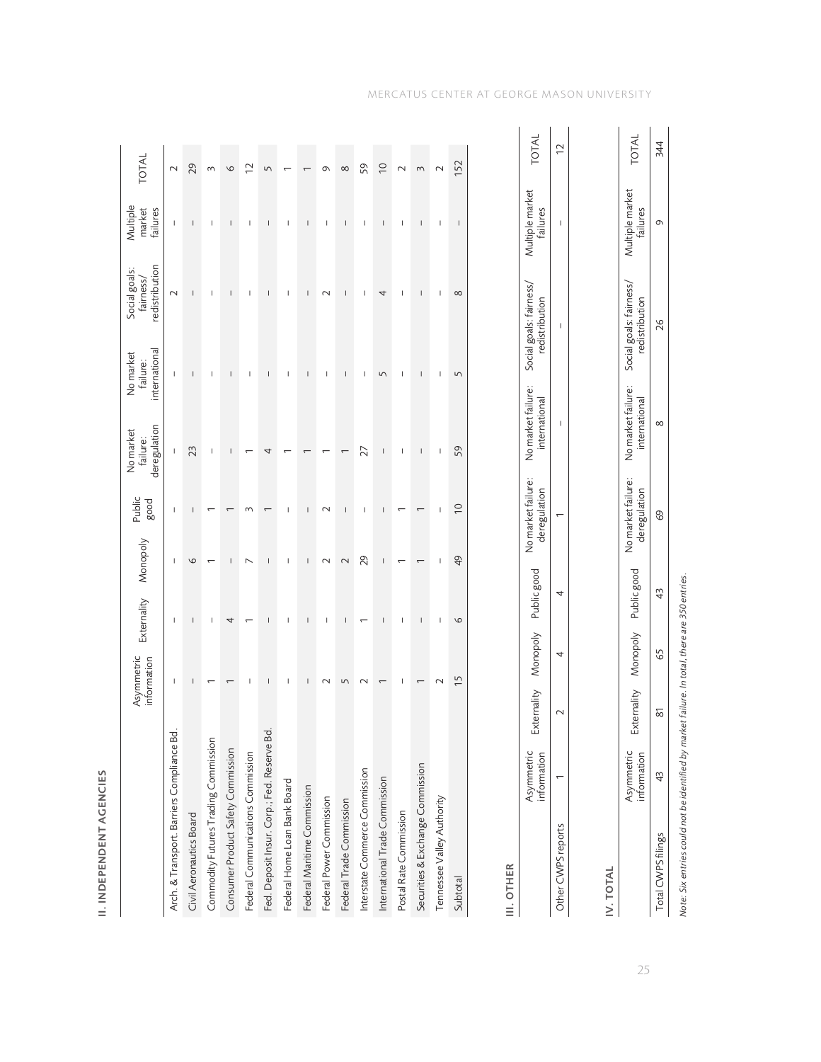## II. INDEPENDENT AGENCIES

| | Asymmetric information | Externality | Monopoly | Public good | No market failure: deregulation | No market failure: international | Social goals: fairness/ redistribution | Multiple market failures | TOTAL |
|---|---|---|---|---|---|---|---|---|---|
| Arch. & Transport. Barriers Compliance Bd. | – | – | – | – | – | – | 2 | – | 2 |
| Civil Aeronautics Board | – | – | 6 | – | 23 | – | – | – | 29 |
| Commodity Futures Trading Commission | 1 | – | 1 | 1 | – | – | – | – | 3 |
| Consumer Product Safety Commission | 1 | 4 | – | 1 | – | – | – | – | 6 |
| Federal Communications Commission | – | 1 | 7 | 3 | 1 | – | – | – | 12 |
| Fed. Deposit Insur. Corp.; Fed. Reserve Bd. | – | – | – | 1 | 4 | – | – | – | 5 |
| Federal Home Loan Bank Board | – | – | – | – | 1 | – | – | – | 1 |
| Federal Maritime Commission | – | – | – | – | 1 | – | – | – | 1 |
| Federal Power Commission | 2 | – | 2 | 2 | 1 | – | 2 | – | 9 |
| Federal Trade Commission | 5 | – | 2 | – | 1 | – | – | – | 8 |
| Interstate Commerce Commission | 2 | 1 | 29 | – | 27 | – | – | – | 59 |
| International Trade Commission | 1 | – | – | – | – | 5 | 4 | – | 10 |
| Postal Rate Commission | – | – | 1 | 1 | – | – | – | – | 2 |
| Securities & Exchange Commission | 1 | – | 1 | 1 | – | – | – | – | 3 |
| Tennessee Valley Authority | 2 | – | – | – | – | – | – | – | 2 |
| Subtotal | 15 | 6 | 49 | 10 | 59 | 5 | 8 | – | 152 |

## III. OTHER

| | Asymmetric information | Externality | Monopoly | Public good | No market failure: deregulation | No market failure: international | Social goals: fairness/ redistribution | Multiple market failures | TOTAL |
|---|---|---|---|---|---|---|---|---|---|
| Other CWPS reports | 1 | 2 | 4 | 4 | 1 | – | – | – | 12 |

## IV. TOTAL

| | Asymmetric information | Externality | Monopoly | Public good | No market failure: deregulation | No market failure: international | Social goals: fairness/ redistribution | Multiple market failures | TOTAL |
|---|---|---|---|---|---|---|---|---|---|
| Total CWPS filings | 43 | 81 | 65 | 43 | 69 | 8 | 26 | 9 | 344 |

*Note: Six entries could not be identified by market failure. In total, there are 350 entries.*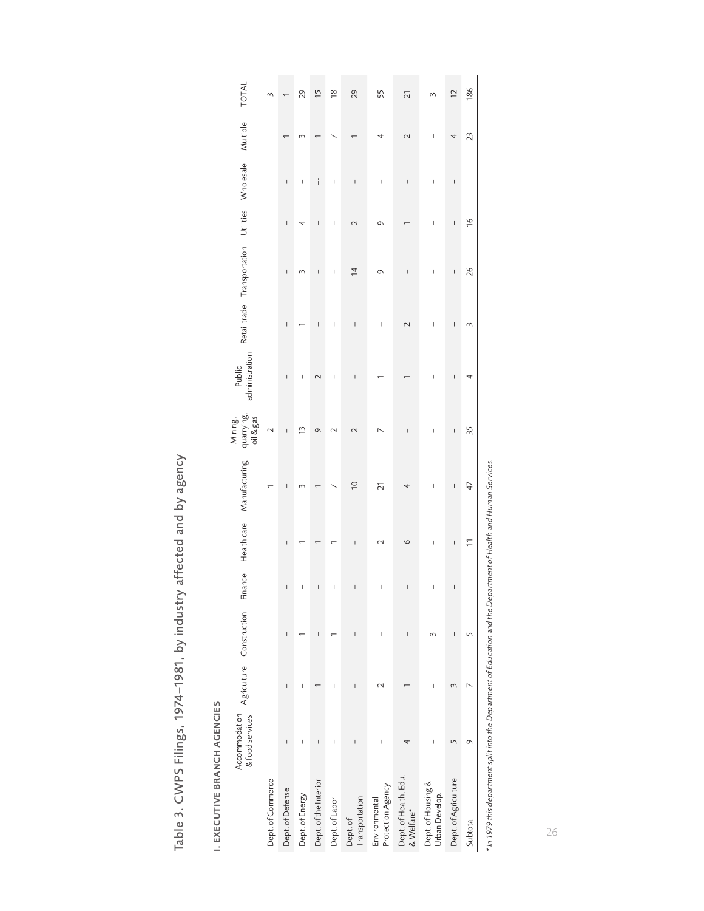# Table 3. CWPS Filings, 1974–1981, by industry affected and by agency

## I. EXECUTIVE BRANCH AGENCIES

| | Accommodation & food services | Agriculture | Construction | Finance | Health care | Manufacturing | Mining, quarrying, oil & gas | Public administration | Retail trade | Transportation | Utilities | Wholesale | Multiple | TOTAL |
|---|---|---|---|---|---|---|---|---|---|---|---|---|---|---|
| Dept. of Commerce | – | – | – | – | – | 1 | 2 | – | – | – | – | – | – | 3 |
| Dept. of Defense | – | – | – | – | – | – | – | – | – | – | – | – | 1 | 1 |
| Dept. of Energy | – | – | 1 | – | 1 | 3 | 13 | – | 1 | 3 | 4 | – | 3 | 29 |
| Dept. of the Interior | – | 1 | – | – | 1 | 1 | 9 | 2 | – | – | – | -- | 1 | 15 |
| Dept. of Labor | – | – | 1 | – | 1 | 7 | 2 | – | – | – | – | – | 7 | 18 |
| Dept. of Transportation | – | – | – | – | – | 10 | 2 | – | – | 14 | 2 | – | 1 | 29 |
| Environmental Protection Agency | – | 2 | – | – | 2 | 21 | 7 | 1 | – | 9 | 9 | – | 4 | 55 |
| Dept. of Health, Edu. & Welfare* | 4 | 1 | – | – | 6 | 4 | – | 1 | 2 | – | 1 | – | 2 | 21 |
| Dept. of Housing & Urban Develop. | – | – | 3 | – | – | – | – | – | – | – | – | – | – | 3 |
| Dept. of Agriculture | 5 | 3 | – | – | – | – | – | – | – | – | – | – | 4 | 12 |
| Subtotal | 9 | 7 | 5 | – | 11 | 47 | 35 | 4 | 3 | 26 | 16 | – | 23 | 186 |

*\* In 1979 this department split into the Department of Education and the Department of Health and Human Services.*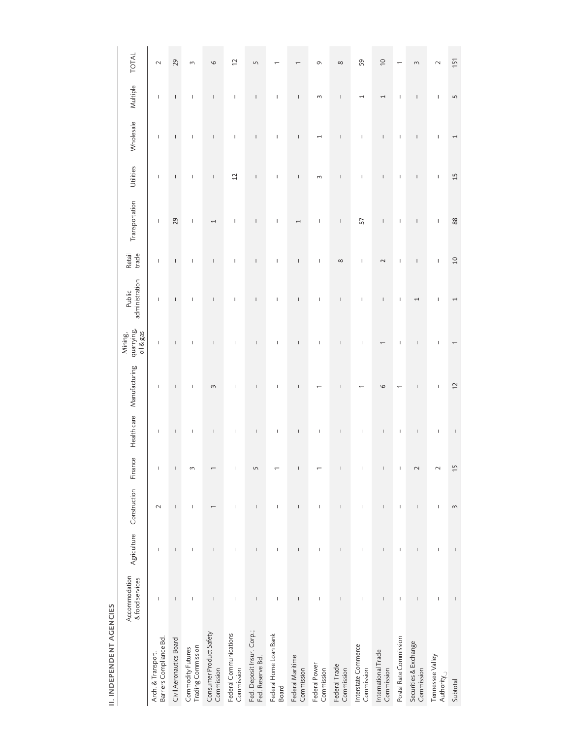## II. INDEPENDENT AGENCIES

| | Accommodation & food services | Agriculture | Construction | Finance | Health care | Manufacturing | Mining, quarrying, oil & gas | Public administration | Retail trade | Transportation | Utilities | Wholesale | Multiple | TOTAL |
|---|---|---|---|---|---|---|---|---|---|---|---|---|---|---|
| Arch. & Transport. Barriers Compliance Bd. | – | – | 2 | – | – | – | – | – | – | – | – | – | – | 2 |
| Civil Aeronautics Board | – | – | – | – | – | – | – | – | – | 29 | – | – | – | 29 |
| Commodity Futures Trading Commission | – | – | – | 3 | – | – | – | – | – | – | – | – | – | 3 |
| Consumer Product Safety Commission | – | – | 1 | 1 | – | 3 | – | – | – | 1 | – | – | – | 6 |
| Federal Communications Commission | – | – | – | – | – | – | – | – | – | – | 12 | – | – | 12 |
| Fed. Deposit Insur. Corp.; Fed. Reserve Bd. | – | – | – | 5 | – | – | – | – | – | – | – | – | – | 5 |
| Federal Home Loan Bank Board | – | – | – | 1 | – | – | – | – | – | – | – | – | – | 1 |
| Federal Maritime Commission | – | – | – | – | – | – | – | – | – | 1 | – | – | – | 1 |
| Federal Power Commission | – | – | – | 1 | – | 1 | – | – | – | – | 3 | 1 | 3 | 9 |
| Federal Trade Commission | – | – | – | – | – | – | – | – | 8 | – | – | – | – | 8 |
| Interstate Commerce Commission | – | – | – | – | – | 1 | – | – | – | 57 | – | – | 1 | 59 |
| International Trade Commission | – | – | – | – | – | 6 | 1 | – | 2 | – | – | – | 1 | 10 |
| Postal Rate Commission | – | – | – | – | – | 1 | – | – | – | – | – | – | – | 1 |
| Securities & Exchange Commission | – | – | – | 2 | – | – | – | 1 | – | – | – | – | – | 3 |
| Tennessee Valley Authority | – | – | – | 2 | – | – | – | – | – | – | – | – | – | 2 |
| Subtotal | – | – | 3 | 15 | – | 12 | 1 | 1 | 10 | 88 | 15 | 1 | 5 | 151 |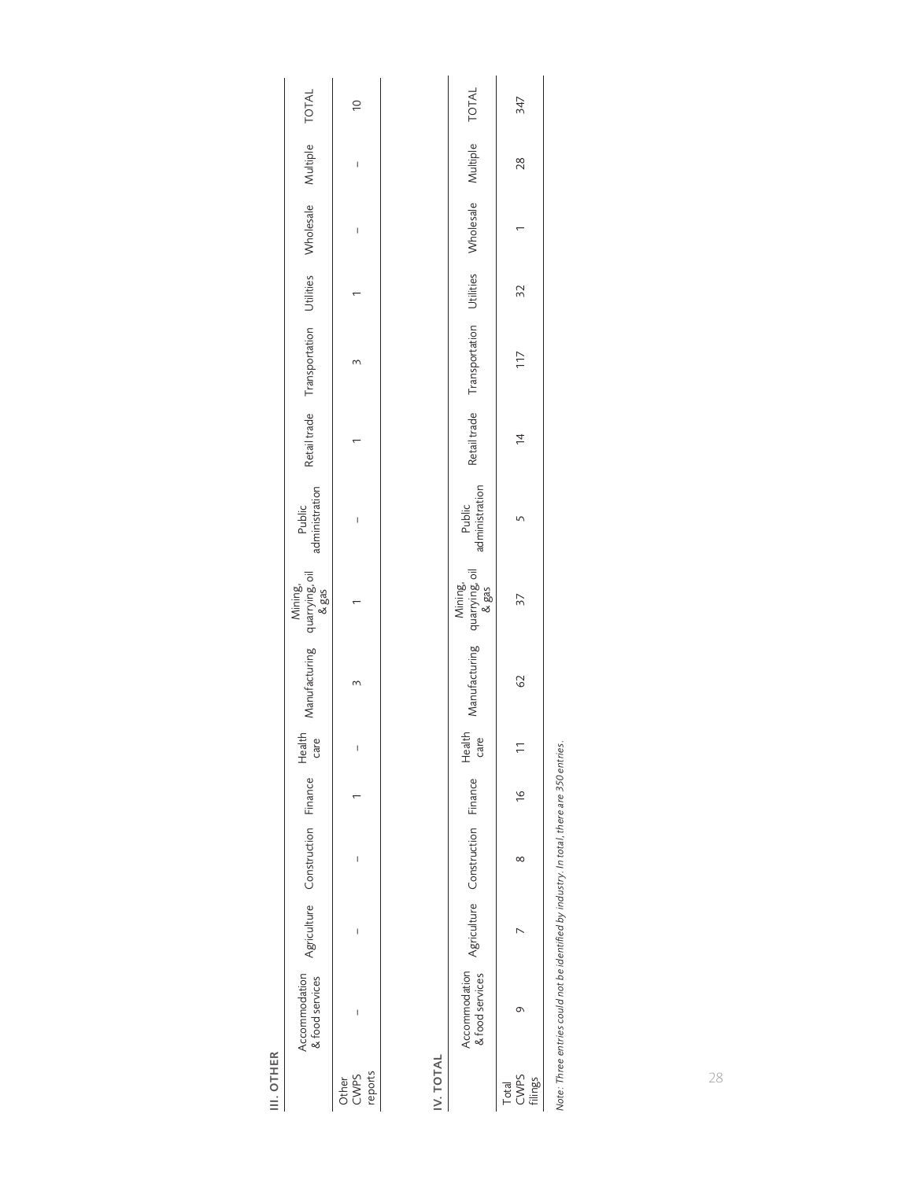## III. OTHER

| | Accommodation & food services | Agriculture | Construction | Finance | Health care | Manufacturing | Mining, quarrying, oil & gas | Public administration | Retail trade | Transportation | Utilities | Wholesale | Multiple | TOTAL |
|---|---|---|---|---|---|---|---|---|---|---|---|---|---|---|
| Other CWPS reports | – | – | – | 1 | – | 3 | 1 | – | 1 | 3 | 1 | – | – | 10 |

## IV. TOTAL

| | Accommodation & food services | Agriculture | Construction | Finance | Health care | Manufacturing | Mining, quarrying, oil & gas | Public administration | Retail trade | Transportation | Utilities | Wholesale | Multiple | TOTAL |
|---|---|---|---|---|---|---|---|---|---|---|---|---|---|---|
| Total CWPS filings | 9 | 7 | 8 | 16 | 11 | 62 | 37 | 5 | 14 | 117 | 32 | 1 | 28 | 347 |

*Note: Three entries could not be identified by industry. In total, there are 350 entries.*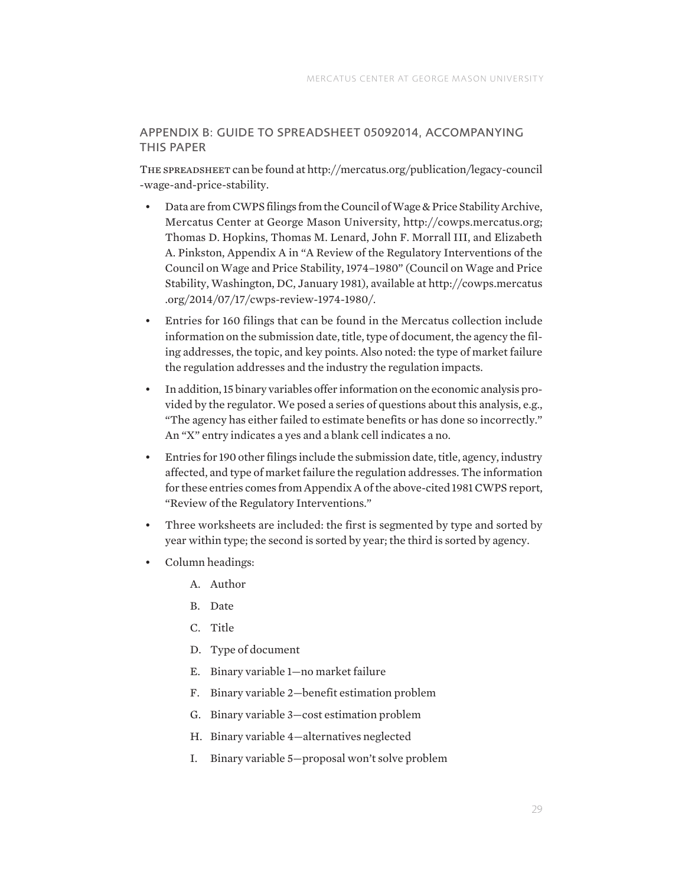## APPENDIX B: GUIDE TO SPREADSHEET 05092014, ACCOMPANYING THIS PAPER

The spreadsheet can be found at http://mercatus.org/publication/legacy-council-wage-and-price-stability.

- Data are from CWPS filings from the Council of Wage & Price Stability Archive, Mercatus Center at George Mason University, http://cowps.mercatus.org; Thomas D. Hopkins, Thomas M. Lenard, John F. Morrall III, and Elizabeth A. Pinkston, Appendix A in "A Review of the Regulatory Interventions of the Council on Wage and Price Stability, 1974–1980" (Council on Wage and Price Stability, Washington, DC, January 1981), available at http://cowps.mercatus.org/2014/07/17/cwps-review-1974-1980/.
- Entries for 160 filings that can be found in the Mercatus collection include information on the submission date, title, type of document, the agency the filing addresses, the topic, and key points. Also noted: the type of market failure the regulation addresses and the industry the regulation impacts.
- In addition, 15 binary variables offer information on the economic analysis provided by the regulator. We posed a series of questions about this analysis, e.g., "The agency has either failed to estimate benefits or has done so incorrectly." An "X" entry indicates a yes and a blank cell indicates a no.
- Entries for 190 other filings include the submission date, title, agency, industry affected, and type of market failure the regulation addresses. The information for these entries comes from Appendix A of the above-cited 1981 CWPS report, "Review of the Regulatory Interventions."
- Three worksheets are included: the first is segmented by type and sorted by year within type; the second is sorted by year; the third is sorted by agency.
- Column headings:
    A. Author
    B. Date
    C. Title
    D. Type of document
    E. Binary variable 1—no market failure
    F. Binary variable 2—benefit estimation problem
    G. Binary variable 3—cost estimation problem
    H. Binary variable 4—alternatives neglected
    I. Binary variable 5—proposal won't solve problem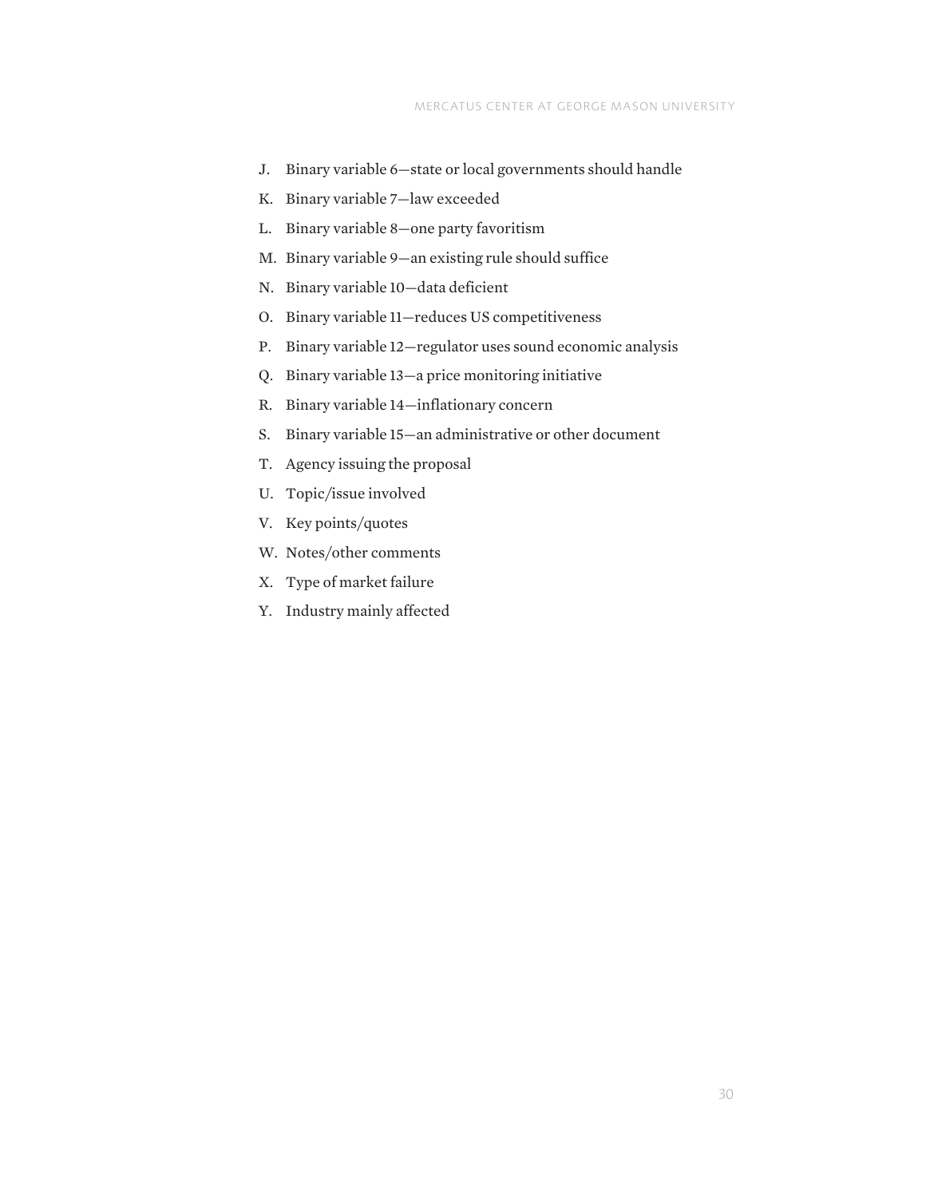J. Binary variable 6—state or local governments should handle
K. Binary variable 7—law exceeded
L. Binary variable 8—one party favoritism
M. Binary variable 9—an existing rule should suffice
N. Binary variable 10—data deficient
O. Binary variable 11—reduces US competitiveness
P. Binary variable 12—regulator uses sound economic analysis
Q. Binary variable 13—a price monitoring initiative
R. Binary variable 14—inflationary concern
S. Binary variable 15—an administrative or other document
T. Agency issuing the proposal
U. Topic/issue involved
V. Key points/quotes
W. Notes/other comments
X. Type of market failure
Y. Industry mainly affected